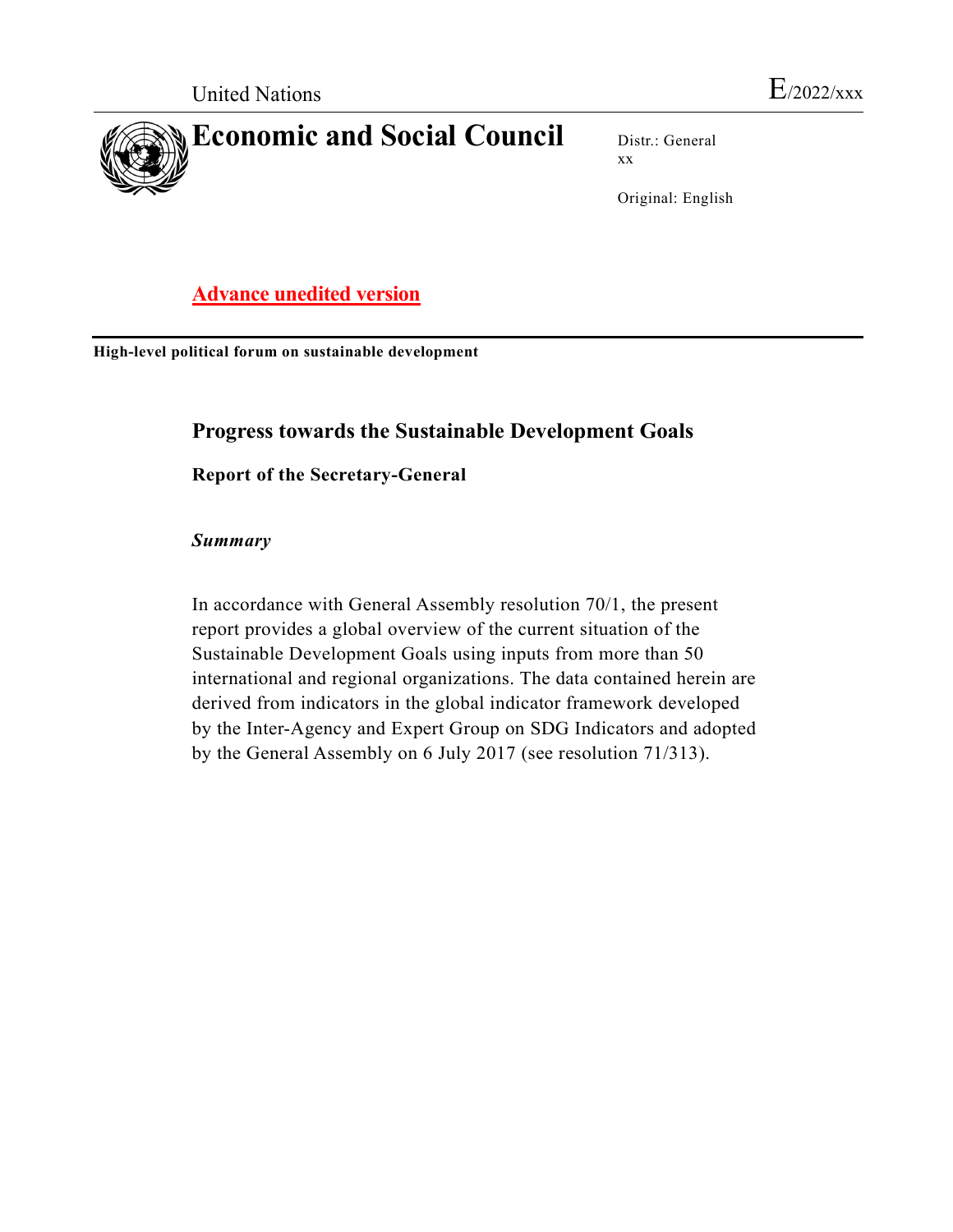United Nations E/2022/xxx

# Economic and Social Council

Distr.: General
xx

Original: English

**Advance unedited version**

**High-level political forum on sustainable development**

## Progress towards the Sustainable Development Goals

### Report of the Secretary-General

***Summary***

In accordance with General Assembly resolution 70/1, the present report provides a global overview of the current situation of the Sustainable Development Goals using inputs from more than 50 international and regional organizations. The data contained herein are derived from indicators in the global indicator framework developed by the Inter-Agency and Expert Group on SDG Indicators and adopted by the General Assembly on 6 July 2017 (see resolution 71/313).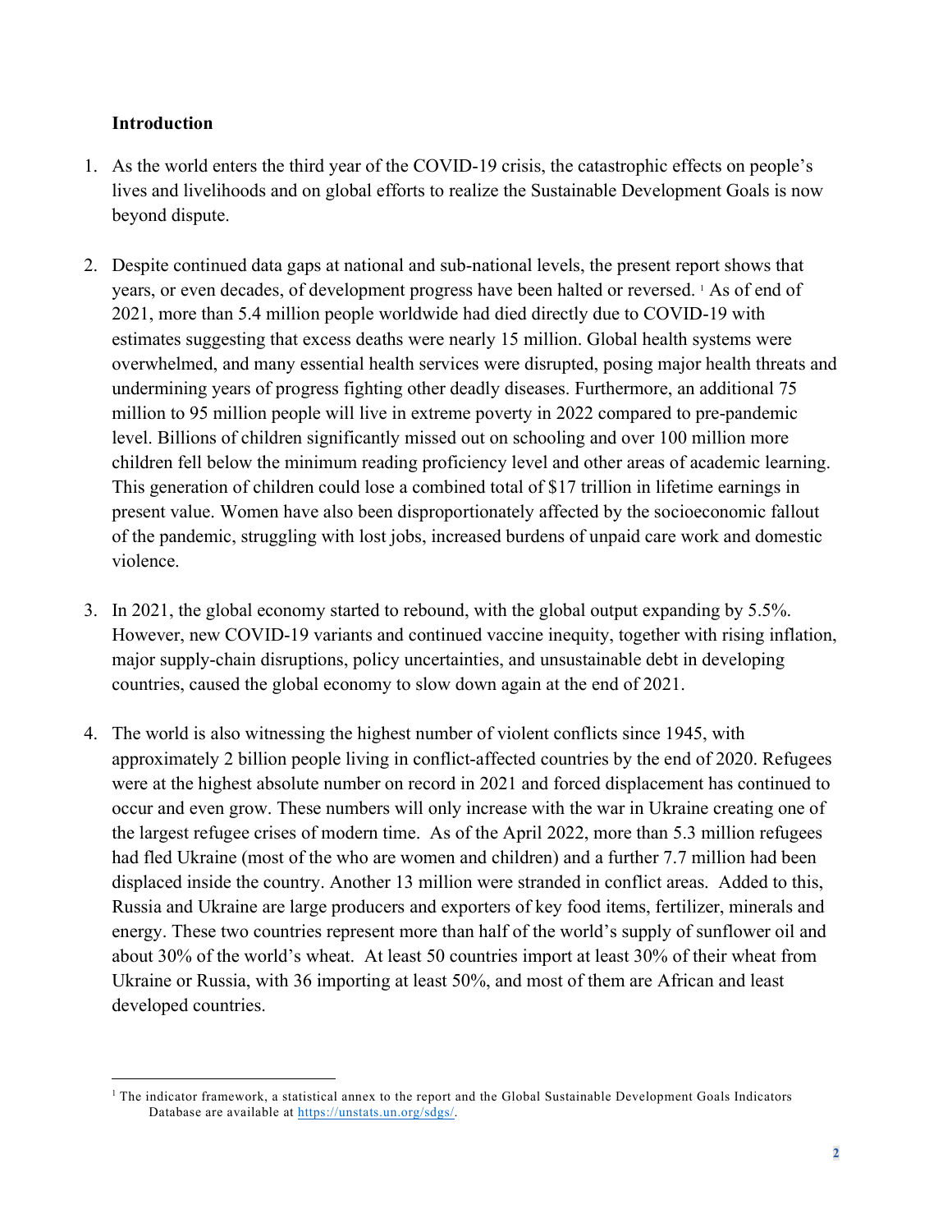**Introduction**

1. As the world enters the third year of the COVID-19 crisis, the catastrophic effects on people's lives and livelihoods and on global efforts to realize the Sustainable Development Goals is now beyond dispute.

2. Despite continued data gaps at national and sub-national levels, the present report shows that years, or even decades, of development progress have been halted or reversed. [1] As of end of 2021, more than 5.4 million people worldwide had died directly due to COVID-19 with estimates suggesting that excess deaths were nearly 15 million. Global health systems were overwhelmed, and many essential health services were disrupted, posing major health threats and undermining years of progress fighting other deadly diseases. Furthermore, an additional 75 million to 95 million people will live in extreme poverty in 2022 compared to pre-pandemic level. Billions of children significantly missed out on schooling and over 100 million more children fell below the minimum reading proficiency level and other areas of academic learning. This generation of children could lose a combined total of $17 trillion in lifetime earnings in present value. Women have also been disproportionately affected by the socioeconomic fallout of the pandemic, struggling with lost jobs, increased burdens of unpaid care work and domestic violence.

3. In 2021, the global economy started to rebound, with the global output expanding by 5.5%. However, new COVID-19 variants and continued vaccine inequity, together with rising inflation, major supply-chain disruptions, policy uncertainties, and unsustainable debt in developing countries, caused the global economy to slow down again at the end of 2021.

4. The world is also witnessing the highest number of violent conflicts since 1945, with approximately 2 billion people living in conflict-affected countries by the end of 2020. Refugees were at the highest absolute number on record in 2021 and forced displacement has continued to occur and even grow. These numbers will only increase with the war in Ukraine creating one of the largest refugee crises of modern time. As of the April 2022, more than 5.3 million refugees had fled Ukraine (most of the who are women and children) and a further 7.7 million had been displaced inside the country. Another 13 million were stranded in conflict areas. Added to this, Russia and Ukraine are large producers and exporters of key food items, fertilizer, minerals and energy. These two countries represent more than half of the world's supply of sunflower oil and about 30% of the world's wheat. At least 50 countries import at least 30% of their wheat from Ukraine or Russia, with 36 importing at least 50%, and most of them are African and least developed countries.

---

[1] The indicator framework, a statistical annex to the report and the Global Sustainable Development Goals Indicators Database are available at https://unstats.un.org/sdgs/.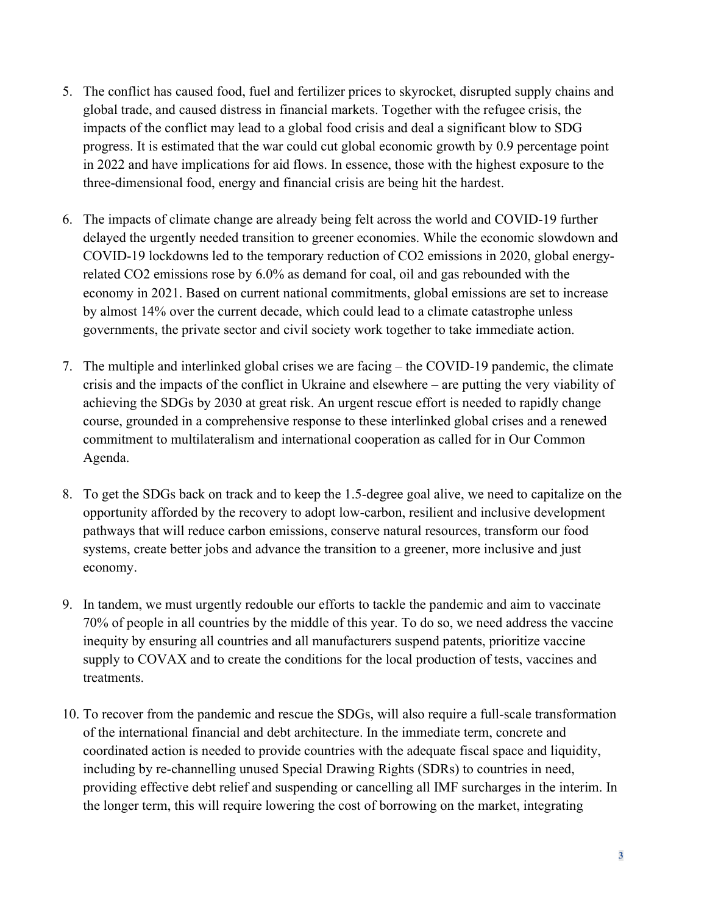5. The conflict has caused food, fuel and fertilizer prices to skyrocket, disrupted supply chains and global trade, and caused distress in financial markets. Together with the refugee crisis, the impacts of the conflict may lead to a global food crisis and deal a significant blow to SDG progress. It is estimated that the war could cut global economic growth by 0.9 percentage point in 2022 and have implications for aid flows. In essence, those with the highest exposure to the three-dimensional food, energy and financial crisis are being hit the hardest.

6. The impacts of climate change are already being felt across the world and COVID-19 further delayed the urgently needed transition to greener economies. While the economic slowdown and COVID-19 lockdowns led to the temporary reduction of $CO_2$ emissions in 2020, global energy-related $CO_2$ emissions rose by 6.0% as demand for coal, oil and gas rebounded with the economy in 2021. Based on current national commitments, global emissions are set to increase by almost 14% over the current decade, which could lead to a climate catastrophe unless governments, the private sector and civil society work together to take immediate action.

7. The multiple and interlinked global crises we are facing – the COVID-19 pandemic, the climate crisis and the impacts of the conflict in Ukraine and elsewhere – are putting the very viability of achieving the SDGs by 2030 at great risk. An urgent rescue effort is needed to rapidly change course, grounded in a comprehensive response to these interlinked global crises and a renewed commitment to multilateralism and international cooperation as called for in Our Common Agenda.

8. To get the SDGs back on track and to keep the 1.5-degree goal alive, we need to capitalize on the opportunity afforded by the recovery to adopt low-carbon, resilient and inclusive development pathways that will reduce carbon emissions, conserve natural resources, transform our food systems, create better jobs and advance the transition to a greener, more inclusive and just economy.

9. In tandem, we must urgently redouble our efforts to tackle the pandemic and aim to vaccinate 70% of people in all countries by the middle of this year. To do so, we need address the vaccine inequity by ensuring all countries and all manufacturers suspend patents, prioritize vaccine supply to COVAX and to create the conditions for the local production of tests, vaccines and treatments.

10. To recover from the pandemic and rescue the SDGs, will also require a full-scale transformation of the international financial and debt architecture. In the immediate term, concrete and coordinated action is needed to provide countries with the adequate fiscal space and liquidity, including by re-channelling unused Special Drawing Rights (SDRs) to countries in need, providing effective debt relief and suspending or cancelling all IMF surcharges in the interim. In the longer term, this will require lowering the cost of borrowing on the market, integrating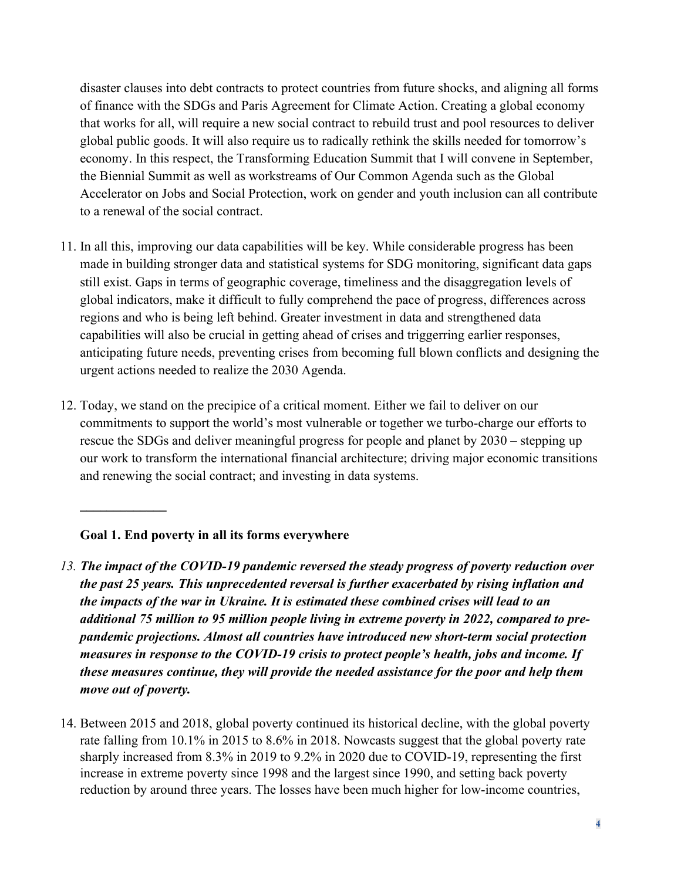disaster clauses into debt contracts to protect countries from future shocks, and aligning all forms of finance with the SDGs and Paris Agreement for Climate Action. Creating a global economy that works for all, will require a new social contract to rebuild trust and pool resources to deliver global public goods. It will also require us to radically rethink the skills needed for tomorrow's economy. In this respect, the Transforming Education Summit that I will convene in September, the Biennial Summit as well as workstreams of Our Common Agenda such as the Global Accelerator on Jobs and Social Protection, work on gender and youth inclusion can all contribute to a renewal of the social contract.

11. In all this, improving our data capabilities will be key. While considerable progress has been made in building stronger data and statistical systems for SDG monitoring, significant data gaps still exist. Gaps in terms of geographic coverage, timeliness and the disaggregation levels of global indicators, make it difficult to fully comprehend the pace of progress, differences across regions and who is being left behind. Greater investment in data and strengthened data capabilities will also be crucial in getting ahead of crises and triggerring earlier responses, anticipating future needs, preventing crises from becoming full blown conflicts and designing the urgent actions needed to realize the 2030 Agenda.

12. Today, we stand on the precipice of a critical moment. Either we fail to deliver on our commitments to support the world's most vulnerable or together we turbo-charge our efforts to rescue the SDGs and deliver meaningful progress for people and planet by 2030 – stepping up our work to transform the international financial architecture; driving major economic transitions and renewing the social contract; and investing in data systems.

---

**Goal 1. End poverty in all its forms everywhere**

13. ***The impact of the COVID-19 pandemic reversed the steady progress of poverty reduction over the past 25 years. This unprecedented reversal is further exacerbated by rising inflation and the impacts of the war in Ukraine. It is estimated these combined crises will lead to an additional 75 million to 95 million people living in extreme poverty in 2022, compared to pre-pandemic projections. Almost all countries have introduced new short-term social protection measures in response to the COVID-19 crisis to protect people's health, jobs and income. If these measures continue, they will provide the needed assistance for the poor and help them move out of poverty.***

14. Between 2015 and 2018, global poverty continued its historical decline, with the global poverty rate falling from 10.1% in 2015 to 8.6% in 2018. Nowcasts suggest that the global poverty rate sharply increased from 8.3% in 2019 to 9.2% in 2020 due to COVID-19, representing the first increase in extreme poverty since 1998 and the largest since 1990, and setting back poverty reduction by around three years. The losses have been much higher for low-income countries,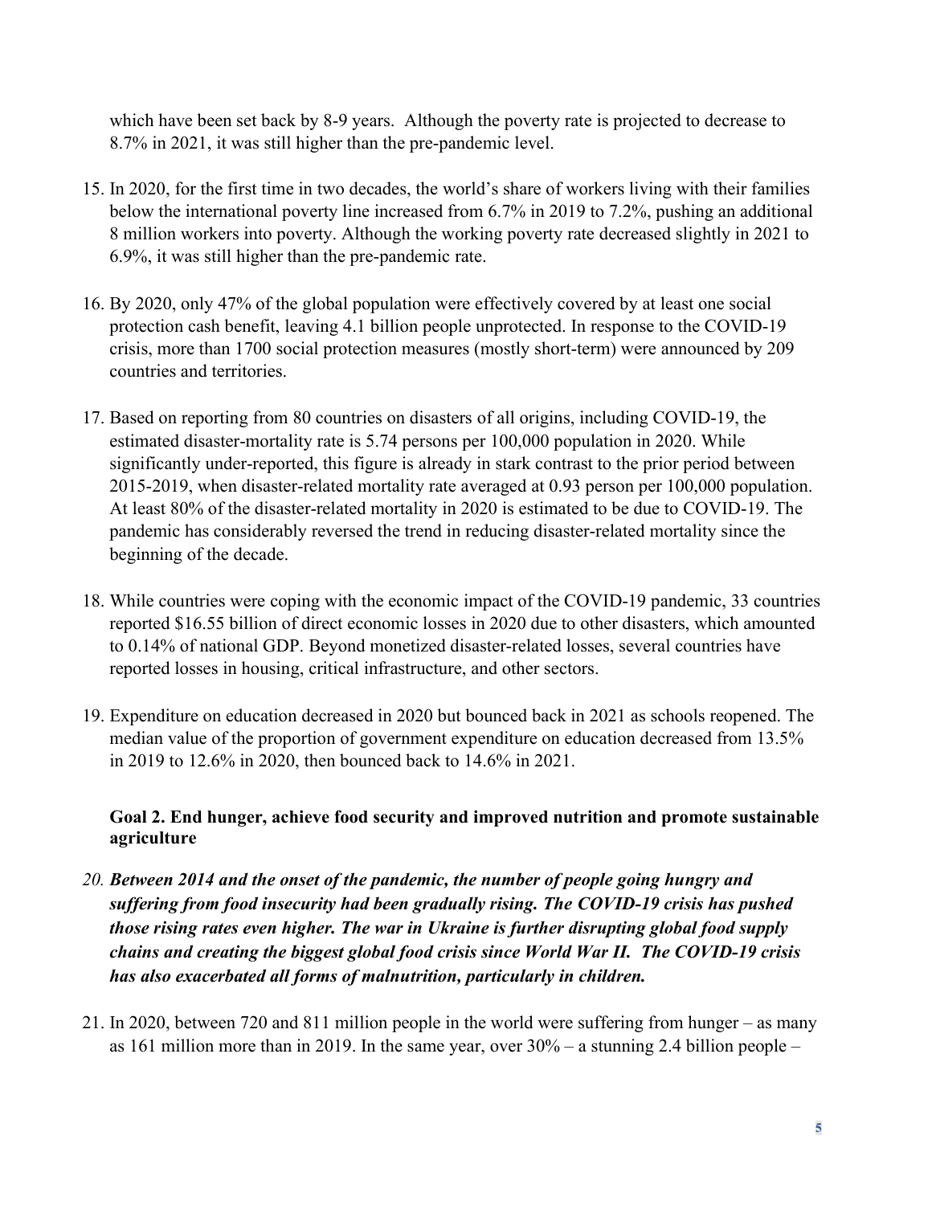which have been set back by 8-9 years. Although the poverty rate is projected to decrease to 8.7% in 2021, it was still higher than the pre-pandemic level.

15. In 2020, for the first time in two decades, the world's share of workers living with their families below the international poverty line increased from 6.7% in 2019 to 7.2%, pushing an additional 8 million workers into poverty. Although the working poverty rate decreased slightly in 2021 to 6.9%, it was still higher than the pre-pandemic rate.

16. By 2020, only 47% of the global population were effectively covered by at least one social protection cash benefit, leaving 4.1 billion people unprotected. In response to the COVID-19 crisis, more than 1700 social protection measures (mostly short-term) were announced by 209 countries and territories.

17. Based on reporting from 80 countries on disasters of all origins, including COVID-19, the estimated disaster-mortality rate is 5.74 persons per 100,000 population in 2020. While significantly under-reported, this figure is already in stark contrast to the prior period between 2015-2019, when disaster-related mortality rate averaged at 0.93 person per 100,000 population. At least 80% of the disaster-related mortality in 2020 is estimated to be due to COVID-19. The pandemic has considerably reversed the trend in reducing disaster-related mortality since the beginning of the decade.

18. While countries were coping with the economic impact of the COVID-19 pandemic, 33 countries reported $16.55 billion of direct economic losses in 2020 due to other disasters, which amounted to 0.14% of national GDP. Beyond monetized disaster-related losses, several countries have reported losses in housing, critical infrastructure, and other sectors.

19. Expenditure on education decreased in 2020 but bounced back in 2021 as schools reopened. The median value of the proportion of government expenditure on education decreased from 13.5% in 2019 to 12.6% in 2020, then bounced back to 14.6% in 2021.

### Goal 2. End hunger, achieve food security and improved nutrition and promote sustainable agriculture

20. ***Between 2014 and the onset of the pandemic, the number of people going hungry and suffering from food insecurity had been gradually rising. The COVID-19 crisis has pushed those rising rates even higher. The war in Ukraine is further disrupting global food supply chains and creating the biggest global food crisis since World War II. The COVID-19 crisis has also exacerbated all forms of malnutrition, particularly in children.***

21. In 2020, between 720 and 811 million people in the world were suffering from hunger – as many as 161 million more than in 2019. In the same year, over 30% – a stunning 2.4 billion people –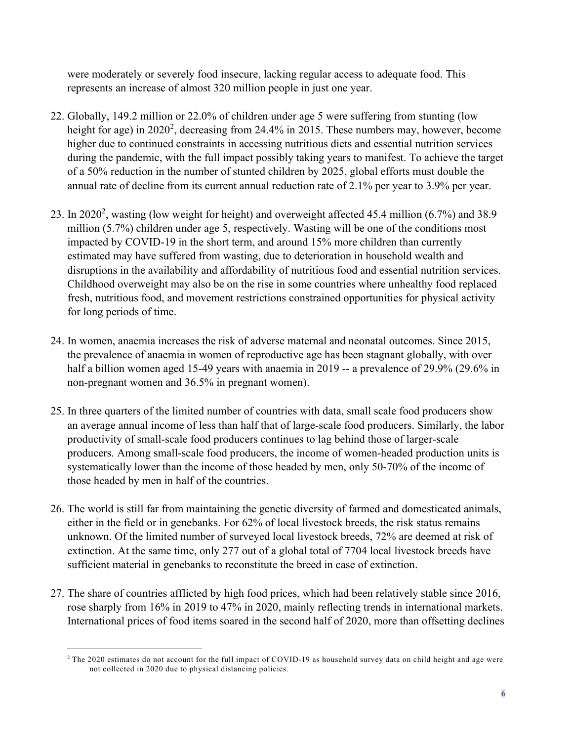were moderately or severely food insecure, lacking regular access to adequate food. This represents an increase of almost 320 million people in just one year.

22. Globally, 149.2 million or 22.0% of children under age 5 were suffering from stunting (low height for age) in 2020[2], decreasing from 24.4% in 2015. These numbers may, however, become higher due to continued constraints in accessing nutritious diets and essential nutrition services during the pandemic, with the full impact possibly taking years to manifest. To achieve the target of a 50% reduction in the number of stunted children by 2025, global efforts must double the annual rate of decline from its current annual reduction rate of 2.1% per year to 3.9% per year.

23. In 2020[2], wasting (low weight for height) and overweight affected 45.4 million (6.7%) and 38.9 million (5.7%) children under age 5, respectively. Wasting will be one of the conditions most impacted by COVID-19 in the short term, and around 15% more children than currently estimated may have suffered from wasting, due to deterioration in household wealth and disruptions in the availability and affordability of nutritious food and essential nutrition services. Childhood overweight may also be on the rise in some countries where unhealthy food replaced fresh, nutritious food, and movement restrictions constrained opportunities for physical activity for long periods of time.

24. In women, anaemia increases the risk of adverse maternal and neonatal outcomes. Since 2015, the prevalence of anaemia in women of reproductive age has been stagnant globally, with over half a billion women aged 15-49 years with anaemia in 2019 -- a prevalence of 29.9% (29.6% in non-pregnant women and 36.5% in pregnant women).

25. In three quarters of the limited number of countries with data, small scale food producers show an average annual income of less than half that of large-scale food producers. Similarly, the labor productivity of small-scale food producers continues to lag behind those of larger-scale producers. Among small-scale food producers, the income of women-headed production units is systematically lower than the income of those headed by men, only 50-70% of the income of those headed by men in half of the countries.

26. The world is still far from maintaining the genetic diversity of farmed and domesticated animals, either in the field or in genebanks. For 62% of local livestock breeds, the risk status remains unknown. Of the limited number of surveyed local livestock breeds, 72% are deemed at risk of extinction. At the same time, only 277 out of a global total of 7704 local livestock breeds have sufficient material in genebanks to reconstitute the breed in case of extinction.

27. The share of countries afflicted by high food prices, which had been relatively stable since 2016, rose sharply from 16% in 2019 to 47% in 2020, mainly reflecting trends in international markets. International prices of food items soared in the second half of 2020, more than offsetting declines

[2] The 2020 estimates do not account for the full impact of COVID-19 as household survey data on child height and age were not collected in 2020 due to physical distancing policies.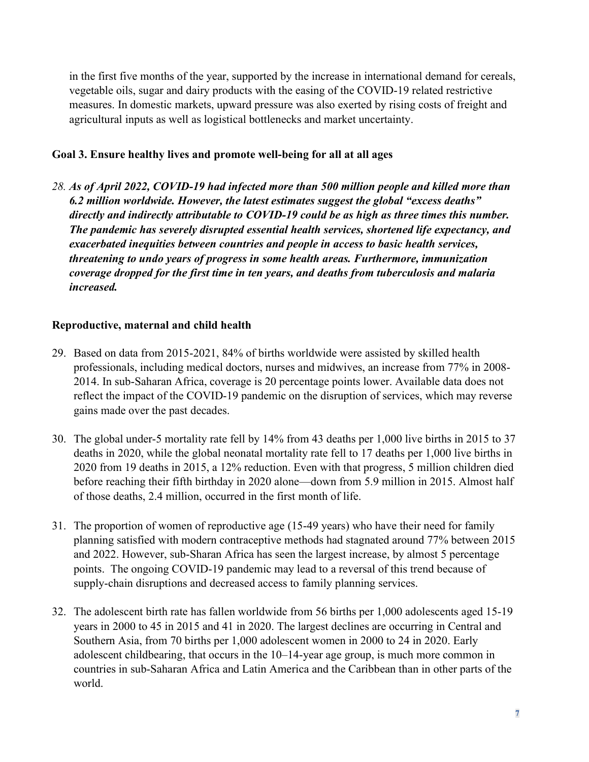in the first five months of the year, supported by the increase in international demand for cereals, vegetable oils, sugar and dairy products with the easing of the COVID-19 related restrictive measures. In domestic markets, upward pressure was also exerted by rising costs of freight and agricultural inputs as well as logistical bottlenecks and market uncertainty.

### Goal 3. Ensure healthy lives and promote well-being for all at all ages

28. ***As of April 2022, COVID-19 had infected more than 500 million people and killed more than 6.2 million worldwide. However, the latest estimates suggest the global "excess deaths" directly and indirectly attributable to COVID-19 could be as high as three times this number. The pandemic has severely disrupted essential health services, shortened life expectancy, and exacerbated inequities between countries and people in access to basic health services, threatening to undo years of progress in some health areas. Furthermore, immunization coverage dropped for the first time in ten years, and deaths from tuberculosis and malaria increased.***

#### Reproductive, maternal and child health

29. Based on data from 2015-2021, 84% of births worldwide were assisted by skilled health professionals, including medical doctors, nurses and midwives, an increase from 77% in 2008-2014. In sub-Saharan Africa, coverage is 20 percentage points lower. Available data does not reflect the impact of the COVID-19 pandemic on the disruption of services, which may reverse gains made over the past decades.

30. The global under-5 mortality rate fell by 14% from 43 deaths per 1,000 live births in 2015 to 37 deaths in 2020, while the global neonatal mortality rate fell to 17 deaths per 1,000 live births in 2020 from 19 deaths in 2015, a 12% reduction. Even with that progress, 5 million children died before reaching their fifth birthday in 2020 alone—down from 5.9 million in 2015. Almost half of those deaths, 2.4 million, occurred in the first month of life.

31. The proportion of women of reproductive age (15-49 years) who have their need for family planning satisfied with modern contraceptive methods had stagnated around 77% between 2015 and 2022. However, sub-Sharan Africa has seen the largest increase, by almost 5 percentage points. The ongoing COVID-19 pandemic may lead to a reversal of this trend because of supply-chain disruptions and decreased access to family planning services.

32. The adolescent birth rate has fallen worldwide from 56 births per 1,000 adolescents aged 15-19 years in 2000 to 45 in 2015 and 41 in 2020. The largest declines are occurring in Central and Southern Asia, from 70 births per 1,000 adolescent women in 2000 to 24 in 2020. Early adolescent childbearing, that occurs in the 10–14-year age group, is much more common in countries in sub-Saharan Africa and Latin America and the Caribbean than in other parts of the world.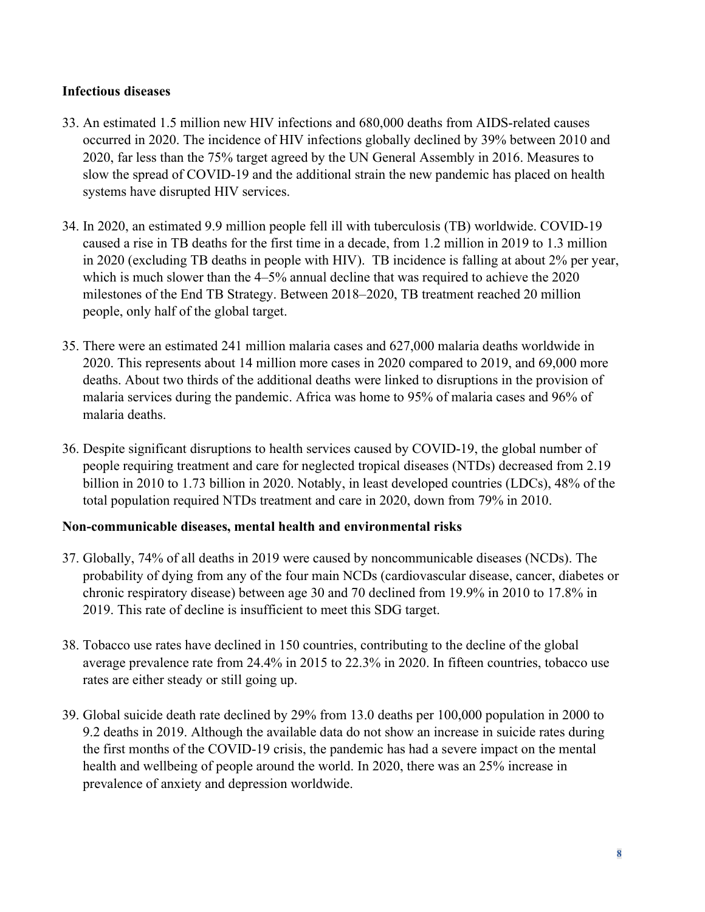**Infectious diseases**

33. An estimated 1.5 million new HIV infections and 680,000 deaths from AIDS-related causes occurred in 2020. The incidence of HIV infections globally declined by 39% between 2010 and 2020, far less than the 75% target agreed by the UN General Assembly in 2016. Measures to slow the spread of COVID-19 and the additional strain the new pandemic has placed on health systems have disrupted HIV services.

34. In 2020, an estimated 9.9 million people fell ill with tuberculosis (TB) worldwide. COVID-19 caused a rise in TB deaths for the first time in a decade, from 1.2 million in 2019 to 1.3 million in 2020 (excluding TB deaths in people with HIV). TB incidence is falling at about 2% per year, which is much slower than the 4–5% annual decline that was required to achieve the 2020 milestones of the End TB Strategy. Between 2018–2020, TB treatment reached 20 million people, only half of the global target.

35. There were an estimated 241 million malaria cases and 627,000 malaria deaths worldwide in 2020. This represents about 14 million more cases in 2020 compared to 2019, and 69,000 more deaths. About two thirds of the additional deaths were linked to disruptions in the provision of malaria services during the pandemic. Africa was home to 95% of malaria cases and 96% of malaria deaths.

36. Despite significant disruptions to health services caused by COVID-19, the global number of people requiring treatment and care for neglected tropical diseases (NTDs) decreased from 2.19 billion in 2010 to 1.73 billion in 2020. Notably, in least developed countries (LDCs), 48% of the total population required NTDs treatment and care in 2020, down from 79% in 2010.

**Non-communicable diseases, mental health and environmental risks**

37. Globally, 74% of all deaths in 2019 were caused by noncommunicable diseases (NCDs). The probability of dying from any of the four main NCDs (cardiovascular disease, cancer, diabetes or chronic respiratory disease) between age 30 and 70 declined from 19.9% in 2010 to 17.8% in 2019. This rate of decline is insufficient to meet this SDG target.

38. Tobacco use rates have declined in 150 countries, contributing to the decline of the global average prevalence rate from 24.4% in 2015 to 22.3% in 2020. In fifteen countries, tobacco use rates are either steady or still going up.

39. Global suicide death rate declined by 29% from 13.0 deaths per 100,000 population in 2000 to 9.2 deaths in 2019. Although the available data do not show an increase in suicide rates during the first months of the COVID-19 crisis, the pandemic has had a severe impact on the mental health and wellbeing of people around the world. In 2020, there was an 25% increase in prevalence of anxiety and depression worldwide.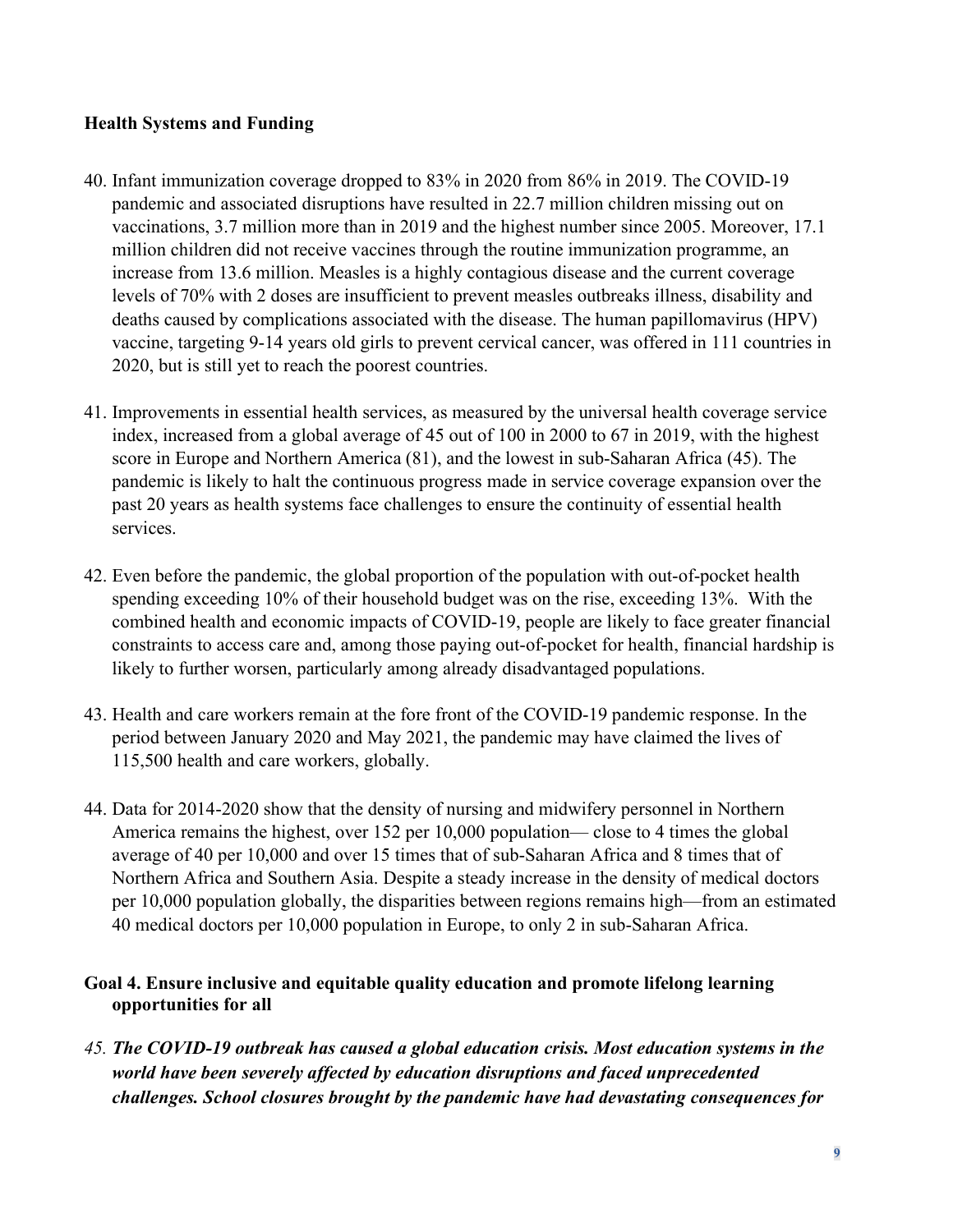**Health Systems and Funding**

40. Infant immunization coverage dropped to 83% in 2020 from 86% in 2019. The COVID-19 pandemic and associated disruptions have resulted in 22.7 million children missing out on vaccinations, 3.7 million more than in 2019 and the highest number since 2005. Moreover, 17.1 million children did not receive vaccines through the routine immunization programme, an increase from 13.6 million. Measles is a highly contagious disease and the current coverage levels of 70% with 2 doses are insufficient to prevent measles outbreaks illness, disability and deaths caused by complications associated with the disease. The human papillomavirus (HPV) vaccine, targeting 9-14 years old girls to prevent cervical cancer, was offered in 111 countries in 2020, but is still yet to reach the poorest countries.

41. Improvements in essential health services, as measured by the universal health coverage service index, increased from a global average of 45 out of 100 in 2000 to 67 in 2019, with the highest score in Europe and Northern America (81), and the lowest in sub-Saharan Africa (45). The pandemic is likely to halt the continuous progress made in service coverage expansion over the past 20 years as health systems face challenges to ensure the continuity of essential health services.

42. Even before the pandemic, the global proportion of the population with out-of-pocket health spending exceeding 10% of their household budget was on the rise, exceeding 13%. With the combined health and economic impacts of COVID-19, people are likely to face greater financial constraints to access care and, among those paying out-of-pocket for health, financial hardship is likely to further worsen, particularly among already disadvantaged populations.

43. Health and care workers remain at the fore front of the COVID-19 pandemic response. In the period between January 2020 and May 2021, the pandemic may have claimed the lives of 115,500 health and care workers, globally.

44. Data for 2014-2020 show that the density of nursing and midwifery personnel in Northern America remains the highest, over 152 per 10,000 population— close to 4 times the global average of 40 per 10,000 and over 15 times that of sub-Saharan Africa and 8 times that of Northern Africa and Southern Asia. Despite a steady increase in the density of medical doctors per 10,000 population globally, the disparities between regions remains high—from an estimated 40 medical doctors per 10,000 population in Europe, to only 2 in sub-Saharan Africa.

**Goal 4. Ensure inclusive and equitable quality education and promote lifelong learning opportunities for all**

45. ***The COVID-19 outbreak has caused a global education crisis. Most education systems in the world have been severely affected by education disruptions and faced unprecedented challenges. School closures brought by the pandemic have had devastating consequences for***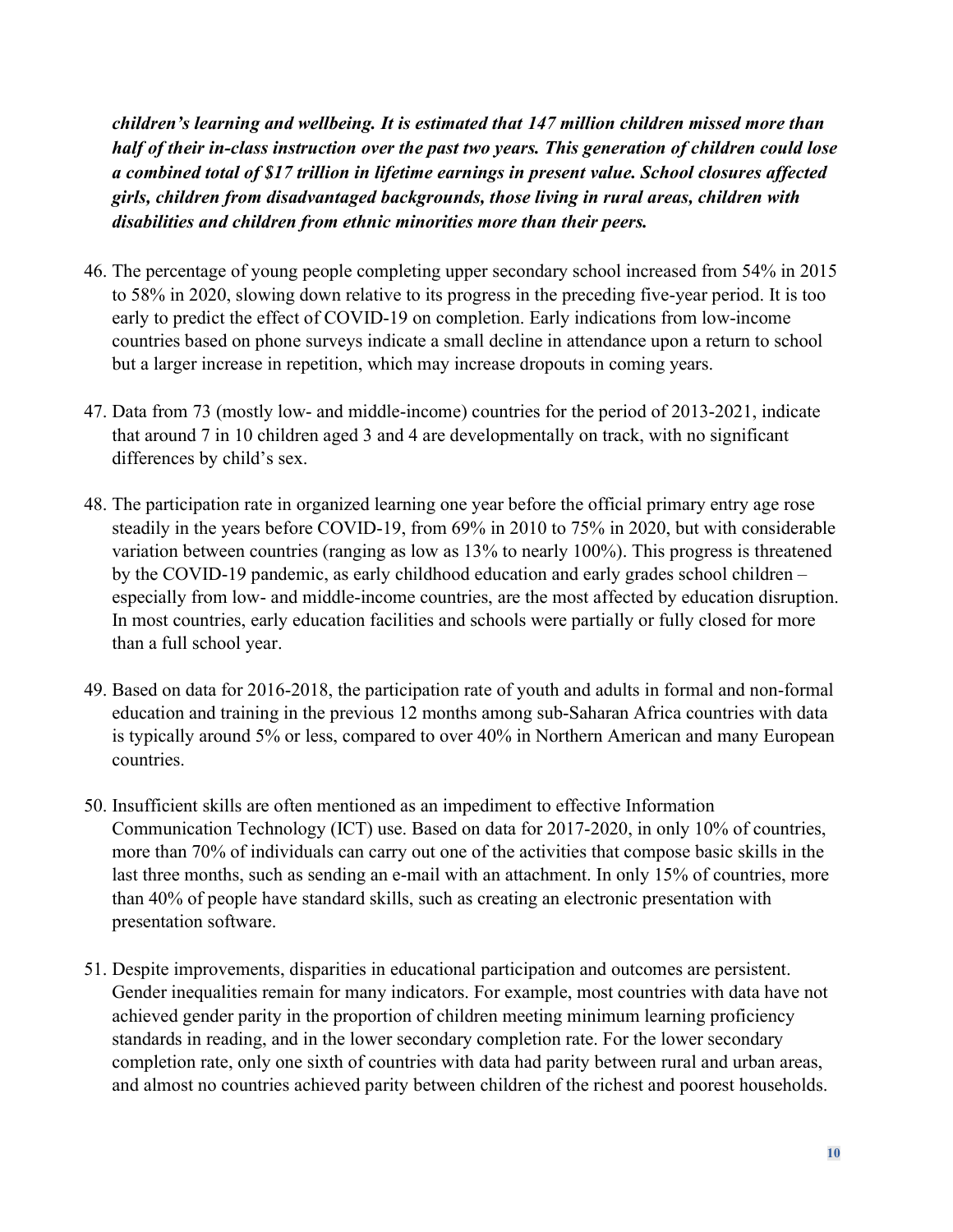***children's learning and wellbeing. It is estimated that 147 million children missed more than half of their in-class instruction over the past two years. This generation of children could lose a combined total of $17 trillion in lifetime earnings in present value. School closures affected girls, children from disadvantaged backgrounds, those living in rural areas, children with disabilities and children from ethnic minorities more than their peers.***

46. The percentage of young people completing upper secondary school increased from 54% in 2015 to 58% in 2020, slowing down relative to its progress in the preceding five-year period. It is too early to predict the effect of COVID-19 on completion. Early indications from low-income countries based on phone surveys indicate a small decline in attendance upon a return to school but a larger increase in repetition, which may increase dropouts in coming years.

47. Data from 73 (mostly low- and middle-income) countries for the period of 2013-2021, indicate that around 7 in 10 children aged 3 and 4 are developmentally on track, with no significant differences by child's sex.

48. The participation rate in organized learning one year before the official primary entry age rose steadily in the years before COVID-19, from 69% in 2010 to 75% in 2020, but with considerable variation between countries (ranging as low as 13% to nearly 100%). This progress is threatened by the COVID-19 pandemic, as early childhood education and early grades school children – especially from low- and middle-income countries, are the most affected by education disruption. In most countries, early education facilities and schools were partially or fully closed for more than a full school year.

49. Based on data for 2016-2018, the participation rate of youth and adults in formal and non-formal education and training in the previous 12 months among sub-Saharan Africa countries with data is typically around 5% or less, compared to over 40% in Northern American and many European countries.

50. Insufficient skills are often mentioned as an impediment to effective Information Communication Technology (ICT) use. Based on data for 2017-2020, in only 10% of countries, more than 70% of individuals can carry out one of the activities that compose basic skills in the last three months, such as sending an e-mail with an attachment. In only 15% of countries, more than 40% of people have standard skills, such as creating an electronic presentation with presentation software.

51. Despite improvements, disparities in educational participation and outcomes are persistent. Gender inequalities remain for many indicators. For example, most countries with data have not achieved gender parity in the proportion of children meeting minimum learning proficiency standards in reading, and in the lower secondary completion rate. For the lower secondary completion rate, only one sixth of countries with data had parity between rural and urban areas, and almost no countries achieved parity between children of the richest and poorest households.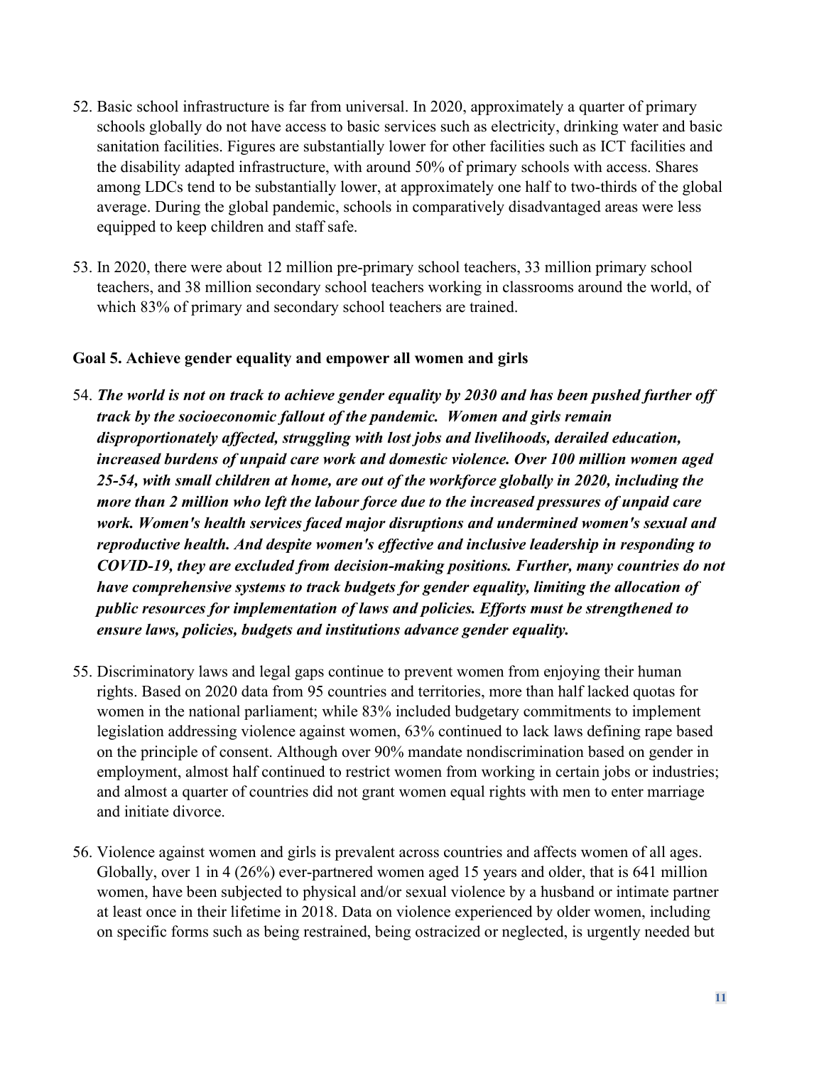52. Basic school infrastructure is far from universal. In 2020, approximately a quarter of primary schools globally do not have access to basic services such as electricity, drinking water and basic sanitation facilities. Figures are substantially lower for other facilities such as ICT facilities and the disability adapted infrastructure, with around 50% of primary schools with access. Shares among LDCs tend to be substantially lower, at approximately one half to two-thirds of the global average. During the global pandemic, schools in comparatively disadvantaged areas were less equipped to keep children and staff safe.

53. In 2020, there were about 12 million pre-primary school teachers, 33 million primary school teachers, and 38 million secondary school teachers working in classrooms around the world, of which 83% of primary and secondary school teachers are trained.

**Goal 5. Achieve gender equality and empower all women and girls**

54. ***The world is not on track to achieve gender equality by 2030 and has been pushed further off track by the socioeconomic fallout of the pandemic. Women and girls remain disproportionately affected, struggling with lost jobs and livelihoods, derailed education, increased burdens of unpaid care work and domestic violence. Over 100 million women aged 25-54, with small children at home, are out of the workforce globally in 2020, including the more than 2 million who left the labour force due to the increased pressures of unpaid care work. Women's health services faced major disruptions and undermined women's sexual and reproductive health. And despite women's effective and inclusive leadership in responding to COVID-19, they are excluded from decision-making positions. Further, many countries do not have comprehensive systems to track budgets for gender equality, limiting the allocation of public resources for implementation of laws and policies. Efforts must be strengthened to ensure laws, policies, budgets and institutions advance gender equality.***

55. Discriminatory laws and legal gaps continue to prevent women from enjoying their human rights. Based on 2020 data from 95 countries and territories, more than half lacked quotas for women in the national parliament; while 83% included budgetary commitments to implement legislation addressing violence against women, 63% continued to lack laws defining rape based on the principle of consent. Although over 90% mandate nondiscrimination based on gender in employment, almost half continued to restrict women from working in certain jobs or industries; and almost a quarter of countries did not grant women equal rights with men to enter marriage and initiate divorce.

56. Violence against women and girls is prevalent across countries and affects women of all ages. Globally, over 1 in 4 (26%) ever-partnered women aged 15 years and older, that is 641 million women, have been subjected to physical and/or sexual violence by a husband or intimate partner at least once in their lifetime in 2018. Data on violence experienced by older women, including on specific forms such as being restrained, being ostracized or neglected, is urgently needed but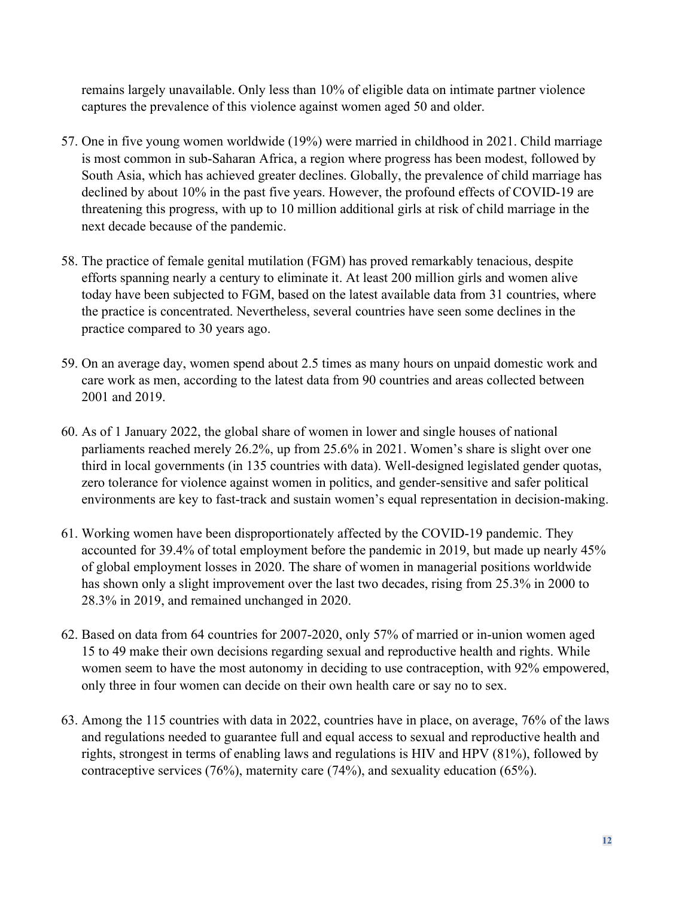remains largely unavailable. Only less than 10% of eligible data on intimate partner violence captures the prevalence of this violence against women aged 50 and older.

57. One in five young women worldwide (19%) were married in childhood in 2021. Child marriage is most common in sub-Saharan Africa, a region where progress has been modest, followed by South Asia, which has achieved greater declines. Globally, the prevalence of child marriage has declined by about 10% in the past five years. However, the profound effects of COVID-19 are threatening this progress, with up to 10 million additional girls at risk of child marriage in the next decade because of the pandemic.

58. The practice of female genital mutilation (FGM) has proved remarkably tenacious, despite efforts spanning nearly a century to eliminate it. At least 200 million girls and women alive today have been subjected to FGM, based on the latest available data from 31 countries, where the practice is concentrated. Nevertheless, several countries have seen some declines in the practice compared to 30 years ago.

59. On an average day, women spend about 2.5 times as many hours on unpaid domestic work and care work as men, according to the latest data from 90 countries and areas collected between 2001 and 2019.

60. As of 1 January 2022, the global share of women in lower and single houses of national parliaments reached merely 26.2%, up from 25.6% in 2021. Women's share is slight over one third in local governments (in 135 countries with data). Well-designed legislated gender quotas, zero tolerance for violence against women in politics, and gender-sensitive and safer political environments are key to fast-track and sustain women's equal representation in decision-making.

61. Working women have been disproportionately affected by the COVID-19 pandemic. They accounted for 39.4% of total employment before the pandemic in 2019, but made up nearly 45% of global employment losses in 2020. The share of women in managerial positions worldwide has shown only a slight improvement over the last two decades, rising from 25.3% in 2000 to 28.3% in 2019, and remained unchanged in 2020.

62. Based on data from 64 countries for 2007-2020, only 57% of married or in-union women aged 15 to 49 make their own decisions regarding sexual and reproductive health and rights. While women seem to have the most autonomy in deciding to use contraception, with 92% empowered, only three in four women can decide on their own health care or say no to sex.

63. Among the 115 countries with data in 2022, countries have in place, on average, 76% of the laws and regulations needed to guarantee full and equal access to sexual and reproductive health and rights, strongest in terms of enabling laws and regulations is HIV and HPV (81%), followed by contraceptive services (76%), maternity care (74%), and sexuality education (65%).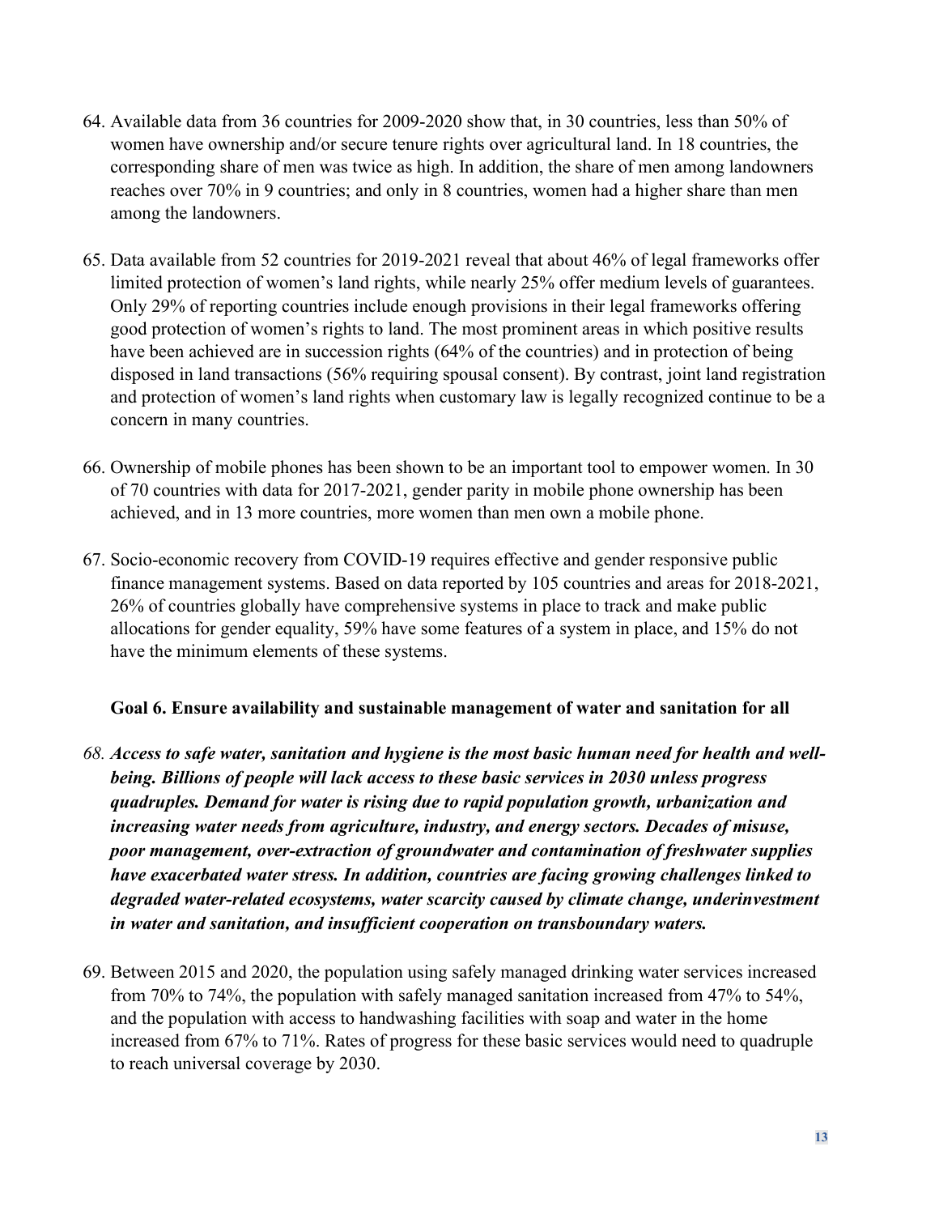64. Available data from 36 countries for 2009-2020 show that, in 30 countries, less than 50% of women have ownership and/or secure tenure rights over agricultural land. In 18 countries, the corresponding share of men was twice as high. In addition, the share of men among landowners reaches over 70% in 9 countries; and only in 8 countries, women had a higher share than men among the landowners.

65. Data available from 52 countries for 2019-2021 reveal that about 46% of legal frameworks offer limited protection of women's land rights, while nearly 25% offer medium levels of guarantees. Only 29% of reporting countries include enough provisions in their legal frameworks offering good protection of women's rights to land. The most prominent areas in which positive results have been achieved are in succession rights (64% of the countries) and in protection of being disposed in land transactions (56% requiring spousal consent). By contrast, joint land registration and protection of women's land rights when customary law is legally recognized continue to be a concern in many countries.

66. Ownership of mobile phones has been shown to be an important tool to empower women. In 30 of 70 countries with data for 2017-2021, gender parity in mobile phone ownership has been achieved, and in 13 more countries, more women than men own a mobile phone.

67. Socio-economic recovery from COVID-19 requires effective and gender responsive public finance management systems. Based on data reported by 105 countries and areas for 2018-2021, 26% of countries globally have comprehensive systems in place to track and make public allocations for gender equality, 59% have some features of a system in place, and 15% do not have the minimum elements of these systems.

### Goal 6. Ensure availability and sustainable management of water and sanitation for all

*68.* ***Access to safe water, sanitation and hygiene is the most basic human need for health and well-being. Billions of people will lack access to these basic services in 2030 unless progress quadruples. Demand for water is rising due to rapid population growth, urbanization and increasing water needs from agriculture, industry, and energy sectors. Decades of misuse, poor management, over-extraction of groundwater and contamination of freshwater supplies have exacerbated water stress. In addition, countries are facing growing challenges linked to degraded water-related ecosystems, water scarcity caused by climate change, underinvestment in water and sanitation, and insufficient cooperation on transboundary waters.***

69. Between 2015 and 2020, the population using safely managed drinking water services increased from 70% to 74%, the population with safely managed sanitation increased from 47% to 54%, and the population with access to handwashing facilities with soap and water in the home increased from 67% to 71%. Rates of progress for these basic services would need to quadruple to reach universal coverage by 2030.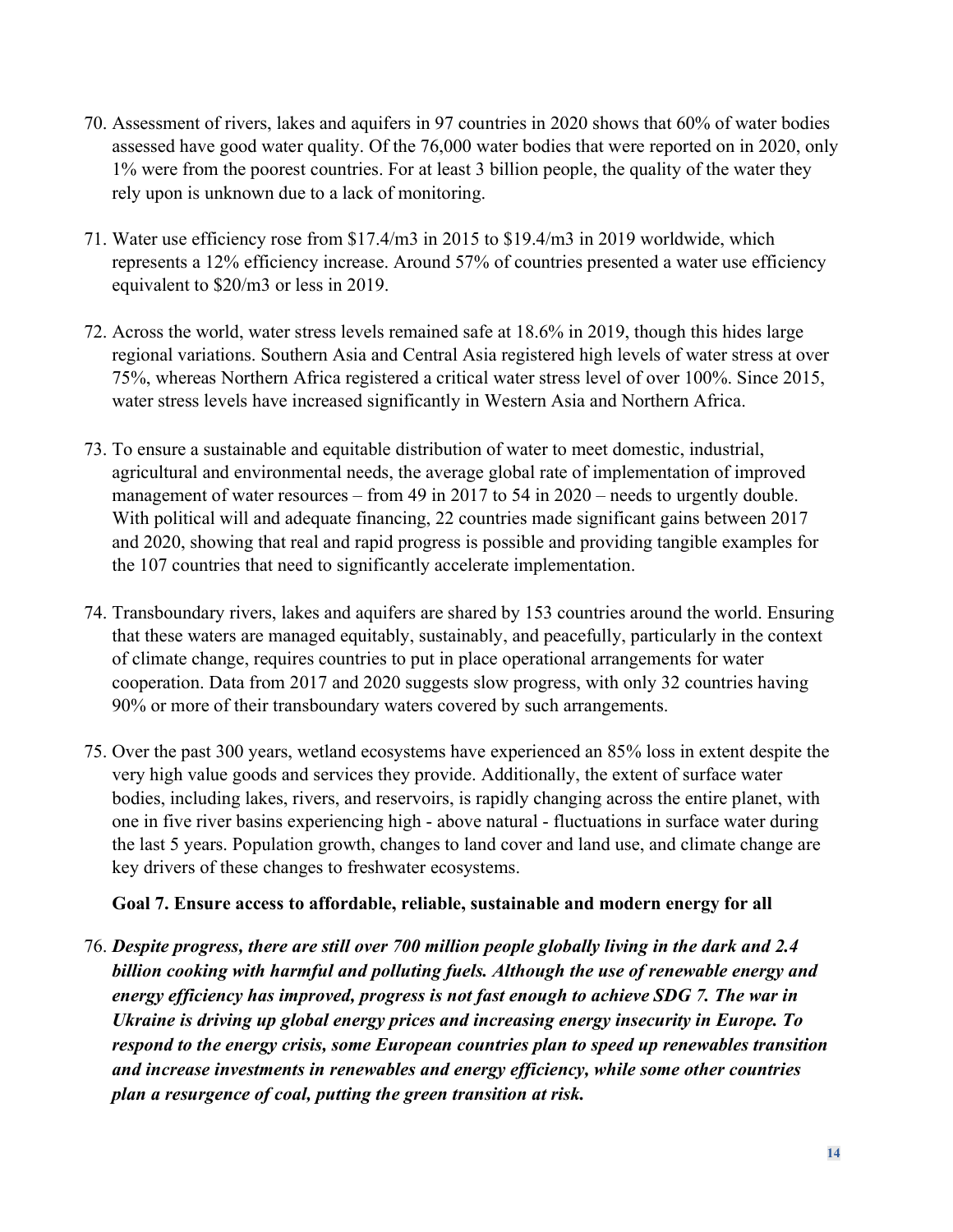70. Assessment of rivers, lakes and aquifers in 97 countries in 2020 shows that 60% of water bodies assessed have good water quality. Of the 76,000 water bodies that were reported on in 2020, only 1% were from the poorest countries. For at least 3 billion people, the quality of the water they rely upon is unknown due to a lack of monitoring.

71. Water use efficiency rose from $17.4/m3 in 2015 to $19.4/m3 in 2019 worldwide, which represents a 12% efficiency increase. Around 57% of countries presented a water use efficiency equivalent to $20/m3 or less in 2019.

72. Across the world, water stress levels remained safe at 18.6% in 2019, though this hides large regional variations. Southern Asia and Central Asia registered high levels of water stress at over 75%, whereas Northern Africa registered a critical water stress level of over 100%. Since 2015, water stress levels have increased significantly in Western Asia and Northern Africa.

73. To ensure a sustainable and equitable distribution of water to meet domestic, industrial, agricultural and environmental needs, the average global rate of implementation of improved management of water resources – from 49 in 2017 to 54 in 2020 – needs to urgently double. With political will and adequate financing, 22 countries made significant gains between 2017 and 2020, showing that real and rapid progress is possible and providing tangible examples for the 107 countries that need to significantly accelerate implementation.

74. Transboundary rivers, lakes and aquifers are shared by 153 countries around the world. Ensuring that these waters are managed equitably, sustainably, and peacefully, particularly in the context of climate change, requires countries to put in place operational arrangements for water cooperation. Data from 2017 and 2020 suggests slow progress, with only 32 countries having 90% or more of their transboundary waters covered by such arrangements.

75. Over the past 300 years, wetland ecosystems have experienced an 85% loss in extent despite the very high value goods and services they provide. Additionally, the extent of surface water bodies, including lakes, rivers, and reservoirs, is rapidly changing across the entire planet, with one in five river basins experiencing high - above natural - fluctuations in surface water during the last 5 years. Population growth, changes to land cover and land use, and climate change are key drivers of these changes to freshwater ecosystems.

### Goal 7. Ensure access to affordable, reliable, sustainable and modern energy for all

76. ***Despite progress, there are still over 700 million people globally living in the dark and 2.4 billion cooking with harmful and polluting fuels. Although the use of renewable energy and energy efficiency has improved, progress is not fast enough to achieve SDG 7. The war in Ukraine is driving up global energy prices and increasing energy insecurity in Europe. To respond to the energy crisis, some European countries plan to speed up renewables transition and increase investments in renewables and energy efficiency, while some other countries plan a resurgence of coal, putting the green transition at risk.***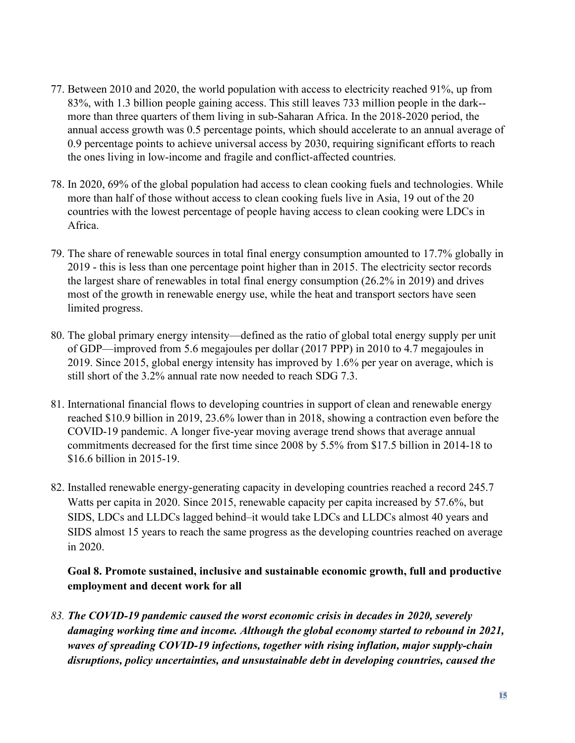77. Between 2010 and 2020, the world population with access to electricity reached 91%, up from 83%, with 1.3 billion people gaining access. This still leaves 733 million people in the dark--more than three quarters of them living in sub-Saharan Africa. In the 2018-2020 period, the annual access growth was 0.5 percentage points, which should accelerate to an annual average of 0.9 percentage points to achieve universal access by 2030, requiring significant efforts to reach the ones living in low-income and fragile and conflict-affected countries.

78. In 2020, 69% of the global population had access to clean cooking fuels and technologies. While more than half of those without access to clean cooking fuels live in Asia, 19 out of the 20 countries with the lowest percentage of people having access to clean cooking were LDCs in Africa.

79. The share of renewable sources in total final energy consumption amounted to 17.7% globally in 2019 - this is less than one percentage point higher than in 2015. The electricity sector records the largest share of renewables in total final energy consumption (26.2% in 2019) and drives most of the growth in renewable energy use, while the heat and transport sectors have seen limited progress.

80. The global primary energy intensity—defined as the ratio of global total energy supply per unit of GDP—improved from 5.6 megajoules per dollar (2017 PPP) in 2010 to 4.7 megajoules in 2019. Since 2015, global energy intensity has improved by 1.6% per year on average, which is still short of the 3.2% annual rate now needed to reach SDG 7.3.

81. International financial flows to developing countries in support of clean and renewable energy reached $10.9 billion in 2019, 23.6% lower than in 2018, showing a contraction even before the COVID-19 pandemic. A longer five-year moving average trend shows that average annual commitments decreased for the first time since 2008 by 5.5% from $17.5 billion in 2014-18 to $16.6 billion in 2015-19.

82. Installed renewable energy-generating capacity in developing countries reached a record 245.7 Watts per capita in 2020. Since 2015, renewable capacity per capita increased by 57.6%, but SIDS, LDCs and LLDCs lagged behind–it would take LDCs and LLDCs almost 40 years and SIDS almost 15 years to reach the same progress as the developing countries reached on average in 2020.

### Goal 8. Promote sustained, inclusive and sustainable economic growth, full and productive employment and decent work for all

83. ***The COVID-19 pandemic caused the worst economic crisis in decades in 2020, severely damaging working time and income. Although the global economy started to rebound in 2021, waves of spreading COVID-19 infections, together with rising inflation, major supply-chain disruptions, policy uncertainties, and unsustainable debt in developing countries, caused the***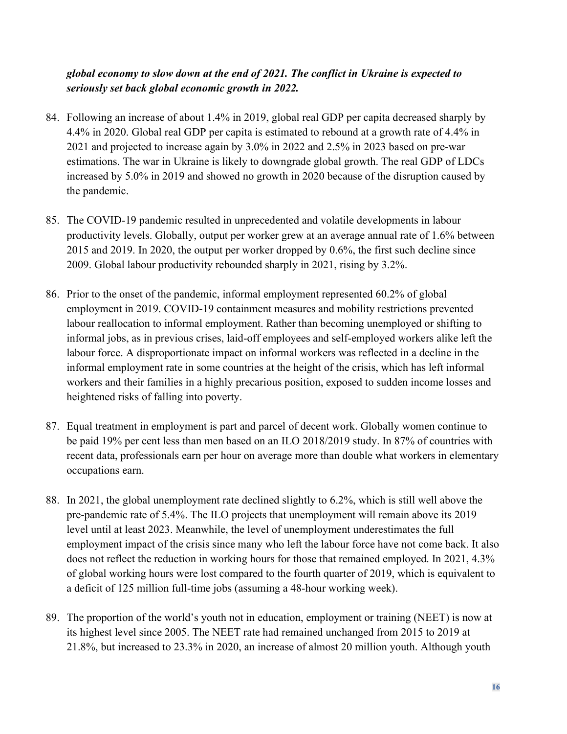***global economy to slow down at the end of 2021. The conflict in Ukraine is expected to seriously set back global economic growth in 2022.***

84. Following an increase of about 1.4% in 2019, global real GDP per capita decreased sharply by 4.4% in 2020. Global real GDP per capita is estimated to rebound at a growth rate of 4.4% in 2021 and projected to increase again by 3.0% in 2022 and 2.5% in 2023 based on pre-war estimations. The war in Ukraine is likely to downgrade global growth. The real GDP of LDCs increased by 5.0% in 2019 and showed no growth in 2020 because of the disruption caused by the pandemic.

85. The COVID-19 pandemic resulted in unprecedented and volatile developments in labour productivity levels. Globally, output per worker grew at an average annual rate of 1.6% between 2015 and 2019. In 2020, the output per worker dropped by 0.6%, the first such decline since 2009. Global labour productivity rebounded sharply in 2021, rising by 3.2%.

86. Prior to the onset of the pandemic, informal employment represented 60.2% of global employment in 2019. COVID-19 containment measures and mobility restrictions prevented labour reallocation to informal employment. Rather than becoming unemployed or shifting to informal jobs, as in previous crises, laid-off employees and self-employed workers alike left the labour force. A disproportionate impact on informal workers was reflected in a decline in the informal employment rate in some countries at the height of the crisis, which has left informal workers and their families in a highly precarious position, exposed to sudden income losses and heightened risks of falling into poverty.

87. Equal treatment in employment is part and parcel of decent work. Globally women continue to be paid 19% per cent less than men based on an ILO 2018/2019 study. In 87% of countries with recent data, professionals earn per hour on average more than double what workers in elementary occupations earn.

88. In 2021, the global unemployment rate declined slightly to 6.2%, which is still well above the pre-pandemic rate of 5.4%. The ILO projects that unemployment will remain above its 2019 level until at least 2023. Meanwhile, the level of unemployment underestimates the full employment impact of the crisis since many who left the labour force have not come back. It also does not reflect the reduction in working hours for those that remained employed. In 2021, 4.3% of global working hours were lost compared to the fourth quarter of 2019, which is equivalent to a deficit of 125 million full-time jobs (assuming a 48-hour working week).

89. The proportion of the world's youth not in education, employment or training (NEET) is now at its highest level since 2005. The NEET rate had remained unchanged from 2015 to 2019 at 21.8%, but increased to 23.3% in 2020, an increase of almost 20 million youth. Although youth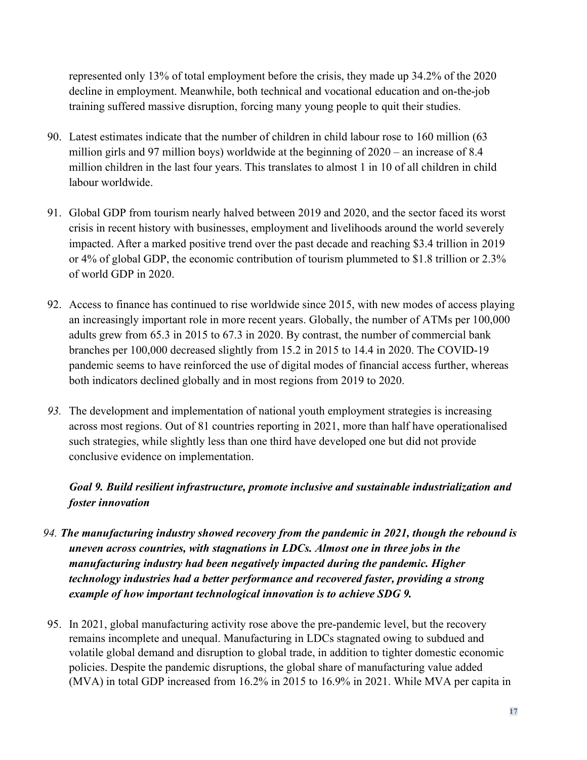represented only 13% of total employment before the crisis, they made up 34.2% of the 2020 decline in employment. Meanwhile, both technical and vocational education and on-the-job training suffered massive disruption, forcing many young people to quit their studies.

90. Latest estimates indicate that the number of children in child labour rose to 160 million (63 million girls and 97 million boys) worldwide at the beginning of 2020 – an increase of 8.4 million children in the last four years. This translates to almost 1 in 10 of all children in child labour worldwide.

91. Global GDP from tourism nearly halved between 2019 and 2020, and the sector faced its worst crisis in recent history with businesses, employment and livelihoods around the world severely impacted. After a marked positive trend over the past decade and reaching $3.4 trillion in 2019 or 4% of global GDP, the economic contribution of tourism plummeted to $1.8 trillion or 2.3% of world GDP in 2020.

92. Access to finance has continued to rise worldwide since 2015, with new modes of access playing an increasingly important role in more recent years. Globally, the number of ATMs per 100,000 adults grew from 65.3 in 2015 to 67.3 in 2020. By contrast, the number of commercial bank branches per 100,000 decreased slightly from 15.2 in 2015 to 14.4 in 2020. The COVID-19 pandemic seems to have reinforced the use of digital modes of financial access further, whereas both indicators declined globally and in most regions from 2019 to 2020.

93. The development and implementation of national youth employment strategies is increasing across most regions. Out of 81 countries reporting in 2021, more than half have operationalised such strategies, while slightly less than one third have developed one but did not provide conclusive evidence on implementation.

***Goal 9. Build resilient infrastructure, promote inclusive and sustainable industrialization and foster innovation***

94. ***The manufacturing industry showed recovery from the pandemic in 2021, though the rebound is uneven across countries, with stagnations in LDCs. Almost one in three jobs in the manufacturing industry had been negatively impacted during the pandemic. Higher technology industries had a better performance and recovered faster, providing a strong example of how important technological innovation is to achieve SDG 9.***

95. In 2021, global manufacturing activity rose above the pre-pandemic level, but the recovery remains incomplete and unequal. Manufacturing in LDCs stagnated owing to subdued and volatile global demand and disruption to global trade, in addition to tighter domestic economic policies. Despite the pandemic disruptions, the global share of manufacturing value added (MVA) in total GDP increased from 16.2% in 2015 to 16.9% in 2021. While MVA per capita in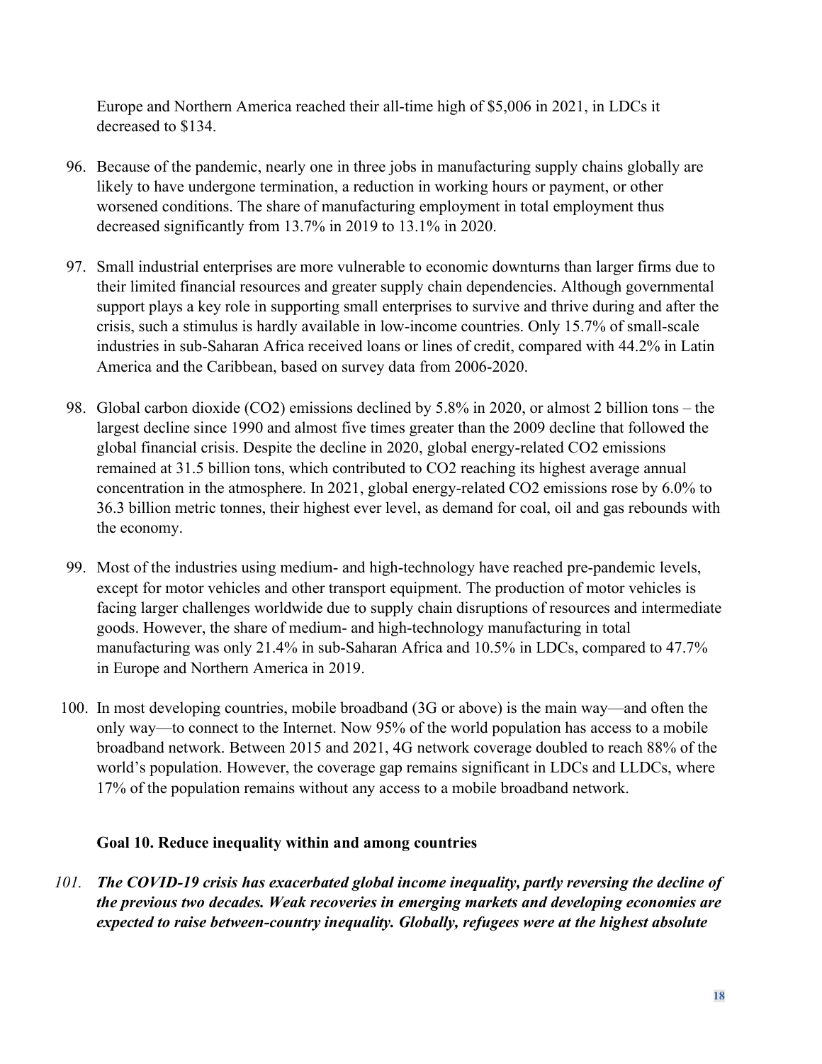Europe and Northern America reached their all-time high of $5,006 in 2021, in LDCs it decreased to $134.

96. Because of the pandemic, nearly one in three jobs in manufacturing supply chains globally are likely to have undergone termination, a reduction in working hours or payment, or other worsened conditions. The share of manufacturing employment in total employment thus decreased significantly from 13.7% in 2019 to 13.1% in 2020.

97. Small industrial enterprises are more vulnerable to economic downturns than larger firms due to their limited financial resources and greater supply chain dependencies. Although governmental support plays a key role in supporting small enterprises to survive and thrive during and after the crisis, such a stimulus is hardly available in low-income countries. Only 15.7% of small-scale industries in sub-Saharan Africa received loans or lines of credit, compared with 44.2% in Latin America and the Caribbean, based on survey data from 2006-2020.

98. Global carbon dioxide ($CO_2$) emissions declined by 5.8% in 2020, or almost 2 billion tons – the largest decline since 1990 and almost five times greater than the 2009 decline that followed the global financial crisis. Despite the decline in 2020, global energy-related $CO_2$ emissions remained at 31.5 billion tons, which contributed to $CO_2$ reaching its highest average annual concentration in the atmosphere. In 2021, global energy-related $CO_2$ emissions rose by 6.0% to 36.3 billion metric tonnes, their highest ever level, as demand for coal, oil and gas rebounds with the economy.

99. Most of the industries using medium- and high-technology have reached pre-pandemic levels, except for motor vehicles and other transport equipment. The production of motor vehicles is facing larger challenges worldwide due to supply chain disruptions of resources and intermediate goods. However, the share of medium- and high-technology manufacturing in total manufacturing was only 21.4% in sub-Saharan Africa and 10.5% in LDCs, compared to 47.7% in Europe and Northern America in 2019.

100. In most developing countries, mobile broadband (3G or above) is the main way—and often the only way—to connect to the Internet. Now 95% of the world population has access to a mobile broadband network. Between 2015 and 2021, 4G network coverage doubled to reach 88% of the world's population. However, the coverage gap remains significant in LDCs and LLDCs, where 17% of the population remains without any access to a mobile broadband network.

### Goal 10. Reduce inequality within and among countries

101. ***The COVID-19 crisis has exacerbated global income inequality, partly reversing the decline of the previous two decades. Weak recoveries in emerging markets and developing economies are expected to raise between-country inequality. Globally, refugees were at the highest absolute***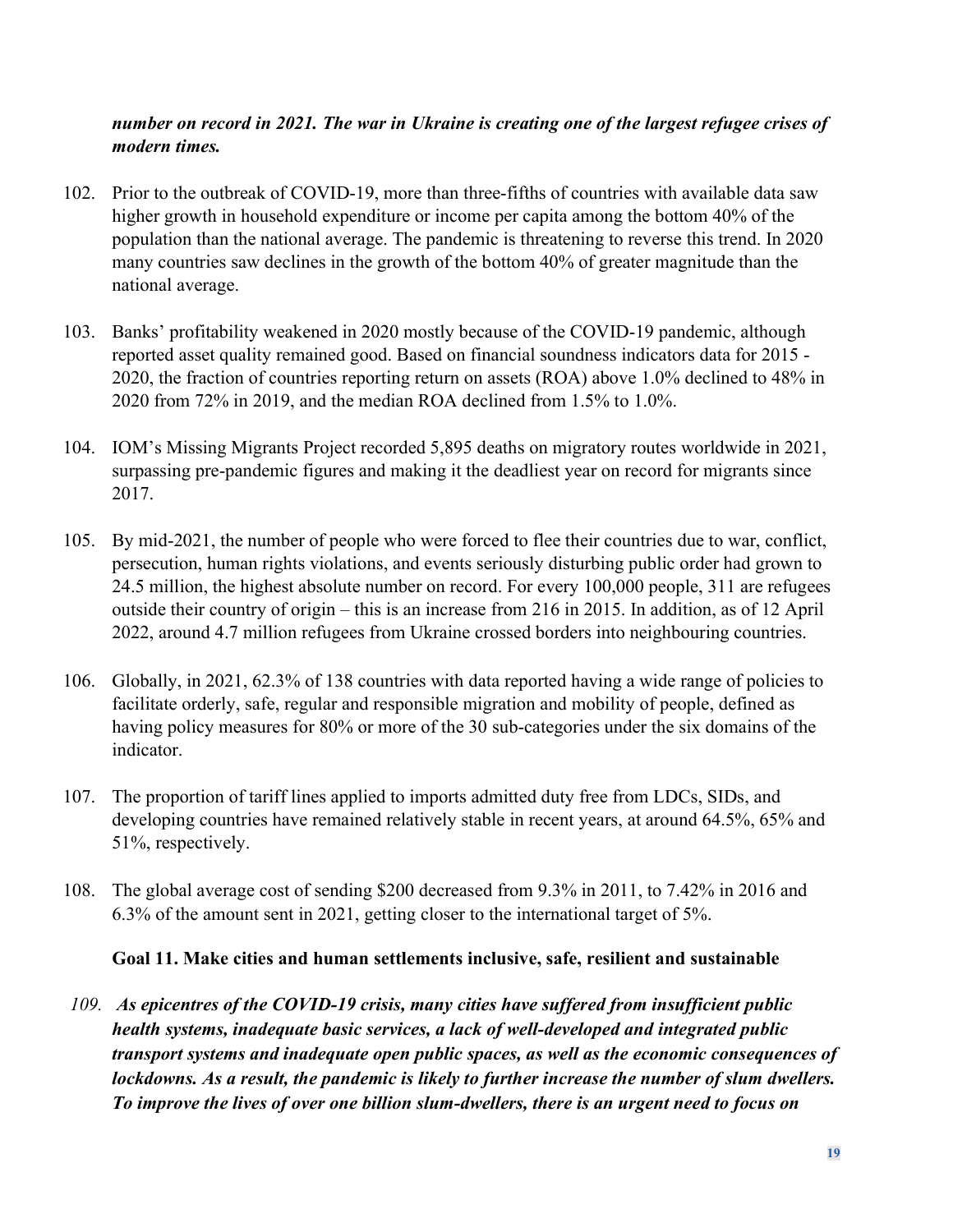***number on record in 2021. The war in Ukraine is creating one of the largest refugee crises of modern times.***

102. Prior to the outbreak of COVID-19, more than three-fifths of countries with available data saw higher growth in household expenditure or income per capita among the bottom 40% of the population than the national average. The pandemic is threatening to reverse this trend. In 2020 many countries saw declines in the growth of the bottom 40% of greater magnitude than the national average.

103. Banks' profitability weakened in 2020 mostly because of the COVID-19 pandemic, although reported asset quality remained good. Based on financial soundness indicators data for 2015 - 2020, the fraction of countries reporting return on assets (ROA) above 1.0% declined to 48% in 2020 from 72% in 2019, and the median ROA declined from 1.5% to 1.0%.

104. IOM's Missing Migrants Project recorded 5,895 deaths on migratory routes worldwide in 2021, surpassing pre-pandemic figures and making it the deadliest year on record for migrants since 2017.

105. By mid-2021, the number of people who were forced to flee their countries due to war, conflict, persecution, human rights violations, and events seriously disturbing public order had grown to 24.5 million, the highest absolute number on record. For every 100,000 people, 311 are refugees outside their country of origin – this is an increase from 216 in 2015. In addition, as of 12 April 2022, around 4.7 million refugees from Ukraine crossed borders into neighbouring countries.

106. Globally, in 2021, 62.3% of 138 countries with data reported having a wide range of policies to facilitate orderly, safe, regular and responsible migration and mobility of people, defined as having policy measures for 80% or more of the 30 sub-categories under the six domains of the indicator.

107. The proportion of tariff lines applied to imports admitted duty free from LDCs, SIDs, and developing countries have remained relatively stable in recent years, at around 64.5%, 65% and 51%, respectively.

108. The global average cost of sending $200 decreased from 9.3% in 2011, to 7.42% in 2016 and 6.3% of the amount sent in 2021, getting closer to the international target of 5%.

**Goal 11. Make cities and human settlements inclusive, safe, resilient and sustainable**

109. ***As epicentres of the COVID-19 crisis, many cities have suffered from insufficient public health systems, inadequate basic services, a lack of well-developed and integrated public transport systems and inadequate open public spaces, as well as the economic consequences of lockdowns. As a result, the pandemic is likely to further increase the number of slum dwellers. To improve the lives of over one billion slum-dwellers, there is an urgent need to focus on***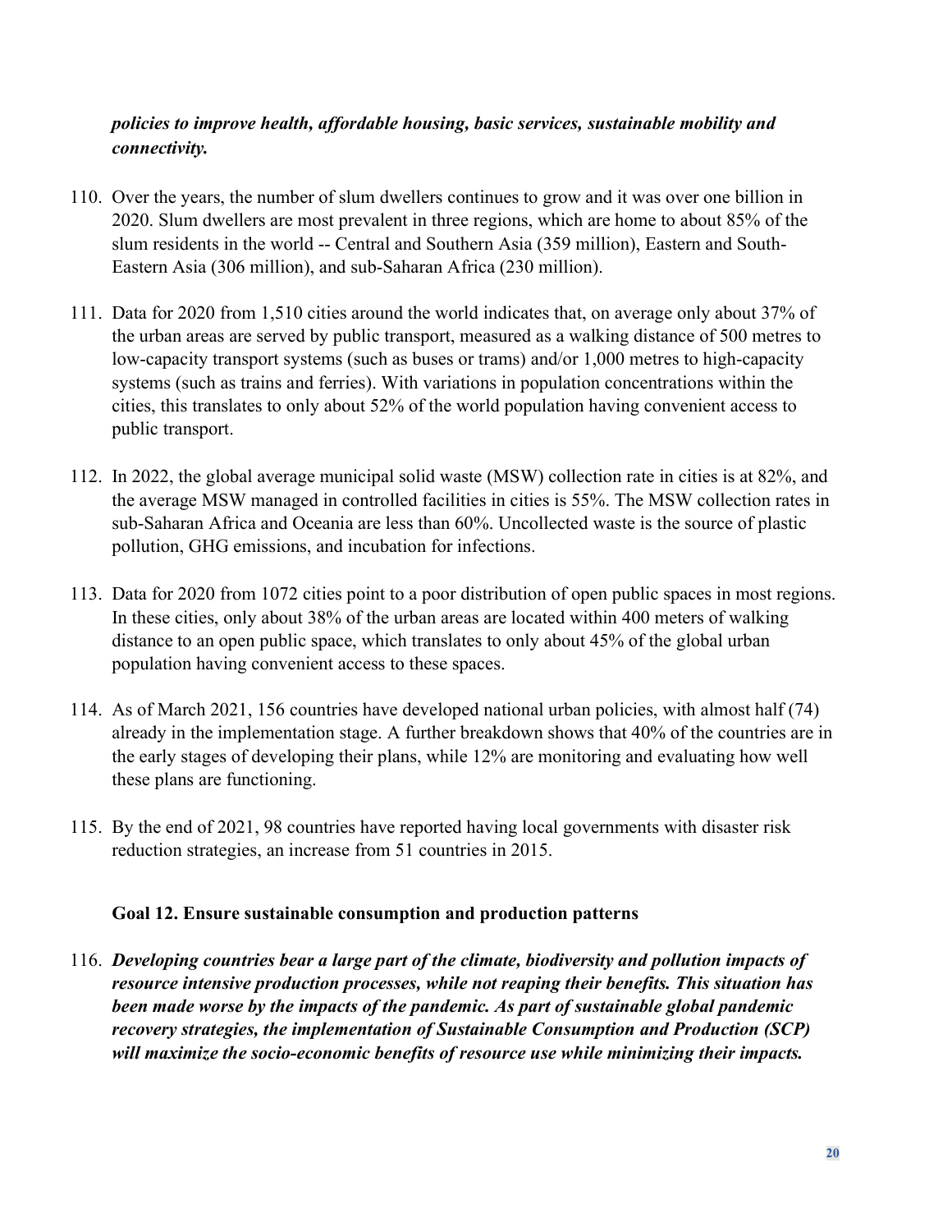***policies to improve health, affordable housing, basic services, sustainable mobility and connectivity.***

110. Over the years, the number of slum dwellers continues to grow and it was over one billion in 2020. Slum dwellers are most prevalent in three regions, which are home to about 85% of the slum residents in the world -- Central and Southern Asia (359 million), Eastern and South-Eastern Asia (306 million), and sub-Saharan Africa (230 million).

111. Data for 2020 from 1,510 cities around the world indicates that, on average only about 37% of the urban areas are served by public transport, measured as a walking distance of 500 metres to low-capacity transport systems (such as buses or trams) and/or 1,000 metres to high-capacity systems (such as trains and ferries). With variations in population concentrations within the cities, this translates to only about 52% of the world population having convenient access to public transport.

112. In 2022, the global average municipal solid waste (MSW) collection rate in cities is at 82%, and the average MSW managed in controlled facilities in cities is 55%. The MSW collection rates in sub-Saharan Africa and Oceania are less than 60%. Uncollected waste is the source of plastic pollution, GHG emissions, and incubation for infections.

113. Data for 2020 from 1072 cities point to a poor distribution of open public spaces in most regions. In these cities, only about 38% of the urban areas are located within 400 meters of walking distance to an open public space, which translates to only about 45% of the global urban population having convenient access to these spaces.

114. As of March 2021, 156 countries have developed national urban policies, with almost half (74) already in the implementation stage. A further breakdown shows that 40% of the countries are in the early stages of developing their plans, while 12% are monitoring and evaluating how well these plans are functioning.

115. By the end of 2021, 98 countries have reported having local governments with disaster risk reduction strategies, an increase from 51 countries in 2015.

### Goal 12. Ensure sustainable consumption and production patterns

116. ***Developing countries bear a large part of the climate, biodiversity and pollution impacts of resource intensive production processes, while not reaping their benefits. This situation has been made worse by the impacts of the pandemic. As part of sustainable global pandemic recovery strategies, the implementation of Sustainable Consumption and Production (SCP) will maximize the socio-economic benefits of resource use while minimizing their impacts.***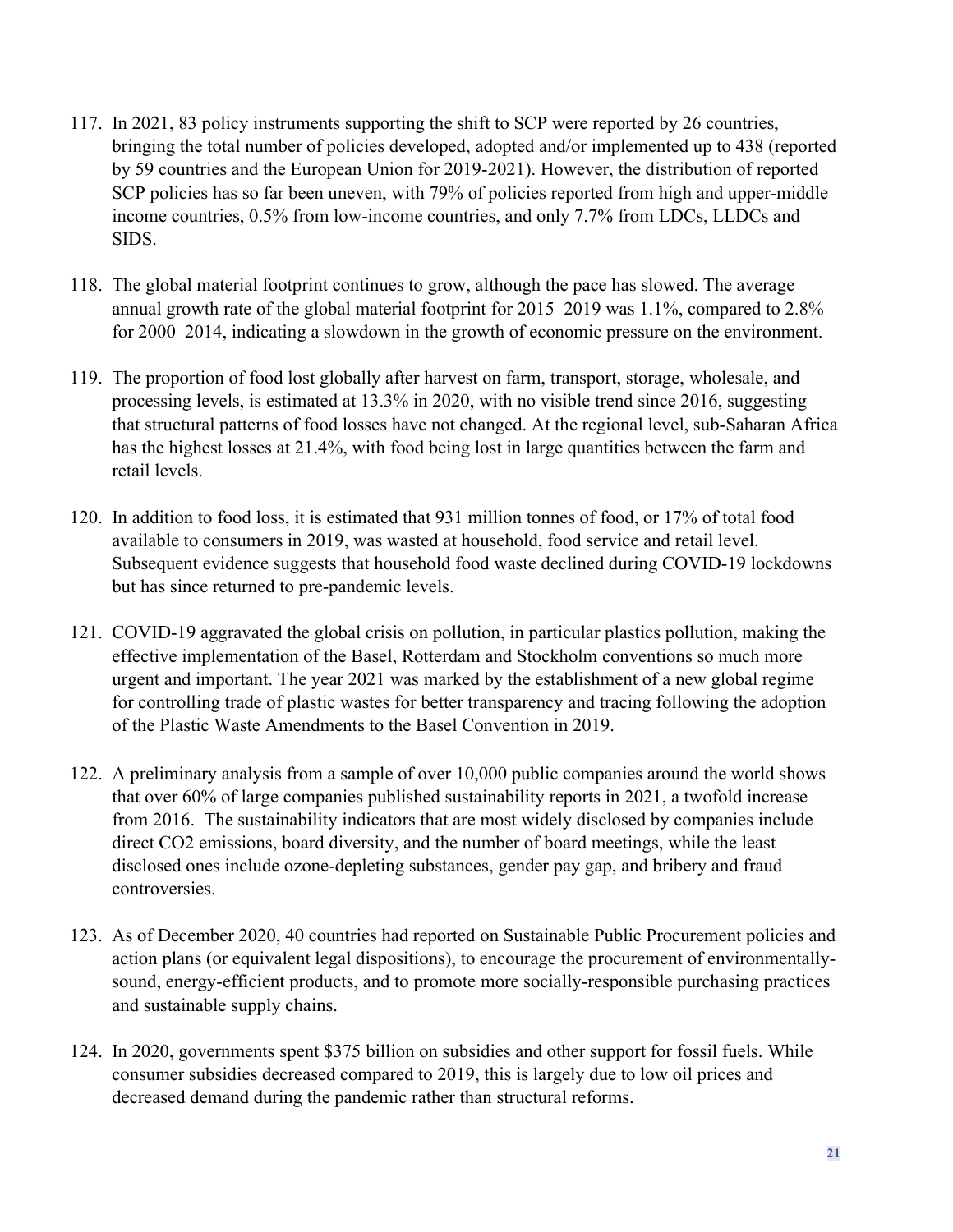117. In 2021, 83 policy instruments supporting the shift to SCP were reported by 26 countries, bringing the total number of policies developed, adopted and/or implemented up to 438 (reported by 59 countries and the European Union for 2019-2021). However, the distribution of reported SCP policies has so far been uneven, with 79% of policies reported from high and upper-middle income countries, 0.5% from low-income countries, and only 7.7% from LDCs, LLDCs and SIDS.

118. The global material footprint continues to grow, although the pace has slowed. The average annual growth rate of the global material footprint for 2015–2019 was 1.1%, compared to 2.8% for 2000–2014, indicating a slowdown in the growth of economic pressure on the environment.

119. The proportion of food lost globally after harvest on farm, transport, storage, wholesale, and processing levels, is estimated at 13.3% in 2020, with no visible trend since 2016, suggesting that structural patterns of food losses have not changed. At the regional level, sub-Saharan Africa has the highest losses at 21.4%, with food being lost in large quantities between the farm and retail levels.

120. In addition to food loss, it is estimated that 931 million tonnes of food, or 17% of total food available to consumers in 2019, was wasted at household, food service and retail level. Subsequent evidence suggests that household food waste declined during COVID-19 lockdowns but has since returned to pre-pandemic levels.

121. COVID-19 aggravated the global crisis on pollution, in particular plastics pollution, making the effective implementation of the Basel, Rotterdam and Stockholm conventions so much more urgent and important. The year 2021 was marked by the establishment of a new global regime for controlling trade of plastic wastes for better transparency and tracing following the adoption of the Plastic Waste Amendments to the Basel Convention in 2019.

122. A preliminary analysis from a sample of over 10,000 public companies around the world shows that over 60% of large companies published sustainability reports in 2021, a twofold increase from 2016. The sustainability indicators that are most widely disclosed by companies include direct $CO_2$ emissions, board diversity, and the number of board meetings, while the least disclosed ones include ozone-depleting substances, gender pay gap, and bribery and fraud controversies.

123. As of December 2020, 40 countries had reported on Sustainable Public Procurement policies and action plans (or equivalent legal dispositions), to encourage the procurement of environmentally-sound, energy-efficient products, and to promote more socially-responsible purchasing practices and sustainable supply chains.

124. In 2020, governments spent $375 billion on subsidies and other support for fossil fuels. While consumer subsidies decreased compared to 2019, this is largely due to low oil prices and decreased demand during the pandemic rather than structural reforms.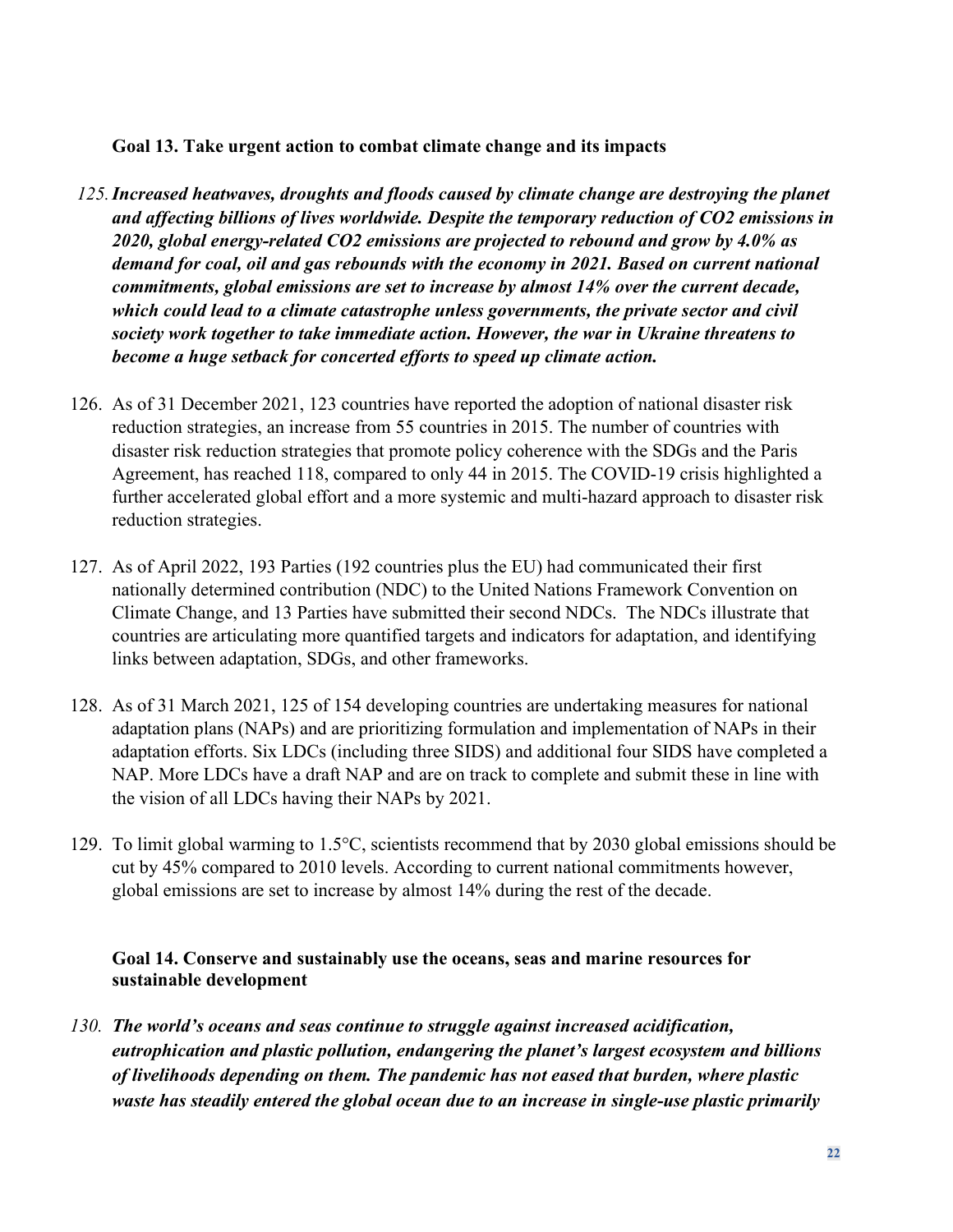**Goal 13. Take urgent action to combat climate change and its impacts**

125. ***Increased heatwaves, droughts and floods caused by climate change are destroying the planet and affecting billions of lives worldwide. Despite the temporary reduction of $CO_2$ emissions in 2020, global energy-related $CO_2$ emissions are projected to rebound and grow by 4.0% as demand for coal, oil and gas rebounds with the economy in 2021. Based on current national commitments, global emissions are set to increase by almost 14% over the current decade, which could lead to a climate catastrophe unless governments, the private sector and civil society work together to take immediate action. However, the war in Ukraine threatens to become a huge setback for concerted efforts to speed up climate action.***

126. As of 31 December 2021, 123 countries have reported the adoption of national disaster risk reduction strategies, an increase from 55 countries in 2015. The number of countries with disaster risk reduction strategies that promote policy coherence with the SDGs and the Paris Agreement, has reached 118, compared to only 44 in 2015. The COVID-19 crisis highlighted a further accelerated global effort and a more systemic and multi-hazard approach to disaster risk reduction strategies.

127. As of April 2022, 193 Parties (192 countries plus the EU) had communicated their first nationally determined contribution (NDC) to the United Nations Framework Convention on Climate Change, and 13 Parties have submitted their second NDCs. The NDCs illustrate that countries are articulating more quantified targets and indicators for adaptation, and identifying links between adaptation, SDGs, and other frameworks.

128. As of 31 March 2021, 125 of 154 developing countries are undertaking measures for national adaptation plans (NAPs) and are prioritizing formulation and implementation of NAPs in their adaptation efforts. Six LDCs (including three SIDS) and additional four SIDS have completed a NAP. More LDCs have a draft NAP and are on track to complete and submit these in line with the vision of all LDCs having their NAPs by 2021.

129. To limit global warming to 1.5°C, scientists recommend that by 2030 global emissions should be cut by 45% compared to 2010 levels. According to current national commitments however, global emissions are set to increase by almost 14% during the rest of the decade.

**Goal 14. Conserve and sustainably use the oceans, seas and marine resources for sustainable development**

130. ***The world's oceans and seas continue to struggle against increased acidification, eutrophication and plastic pollution, endangering the planet's largest ecosystem and billions of livelihoods depending on them. The pandemic has not eased that burden, where plastic waste has steadily entered the global ocean due to an increase in single-use plastic primarily***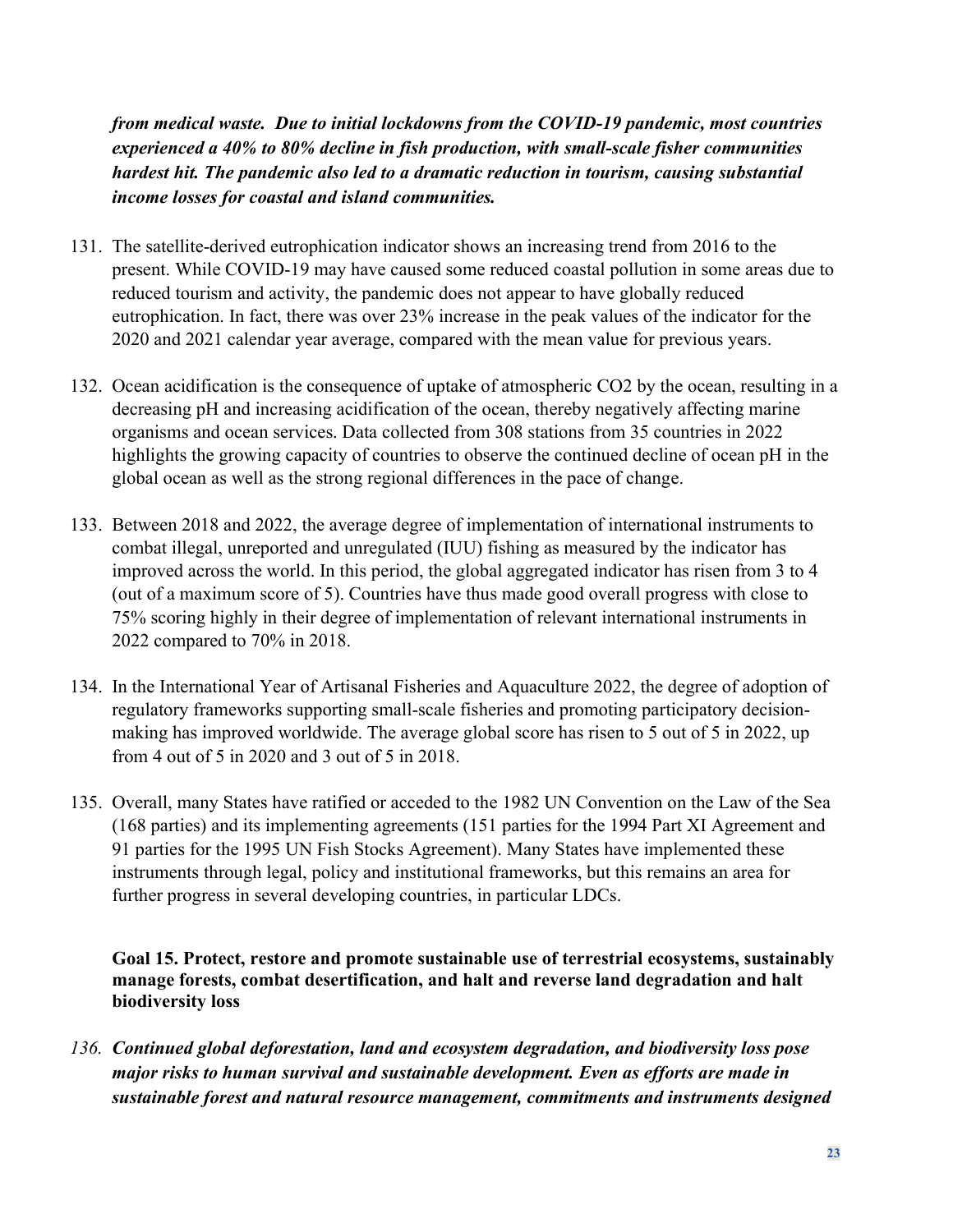***from medical waste. Due to initial lockdowns from the COVID-19 pandemic, most countries experienced a 40% to 80% decline in fish production, with small-scale fisher communities hardest hit. The pandemic also led to a dramatic reduction in tourism, causing substantial income losses for coastal and island communities.***

131. The satellite-derived eutrophication indicator shows an increasing trend from 2016 to the present. While COVID-19 may have caused some reduced coastal pollution in some areas due to reduced tourism and activity, the pandemic does not appear to have globally reduced eutrophication. In fact, there was over 23% increase in the peak values of the indicator for the 2020 and 2021 calendar year average, compared with the mean value for previous years.

132. Ocean acidification is the consequence of uptake of atmospheric $CO_2$ by the ocean, resulting in a decreasing pH and increasing acidification of the ocean, thereby negatively affecting marine organisms and ocean services. Data collected from 308 stations from 35 countries in 2022 highlights the growing capacity of countries to observe the continued decline of ocean pH in the global ocean as well as the strong regional differences in the pace of change.

133. Between 2018 and 2022, the average degree of implementation of international instruments to combat illegal, unreported and unregulated (IUU) fishing as measured by the indicator has improved across the world. In this period, the global aggregated indicator has risen from 3 to 4 (out of a maximum score of 5). Countries have thus made good overall progress with close to 75% scoring highly in their degree of implementation of relevant international instruments in 2022 compared to 70% in 2018.

134. In the International Year of Artisanal Fisheries and Aquaculture 2022, the degree of adoption of regulatory frameworks supporting small-scale fisheries and promoting participatory decision-making has improved worldwide. The average global score has risen to 5 out of 5 in 2022, up from 4 out of 5 in 2020 and 3 out of 5 in 2018.

135. Overall, many States have ratified or acceded to the 1982 UN Convention on the Law of the Sea (168 parties) and its implementing agreements (151 parties for the 1994 Part XI Agreement and 91 parties for the 1995 UN Fish Stocks Agreement). Many States have implemented these instruments through legal, policy and institutional frameworks, but this remains an area for further progress in several developing countries, in particular LDCs.

### Goal 15. Protect, restore and promote sustainable use of terrestrial ecosystems, sustainably manage forests, combat desertification, and halt and reverse land degradation and halt biodiversity loss

*136.* ***Continued global deforestation, land and ecosystem degradation, and biodiversity loss pose major risks to human survival and sustainable development. Even as efforts are made in sustainable forest and natural resource management, commitments and instruments designed***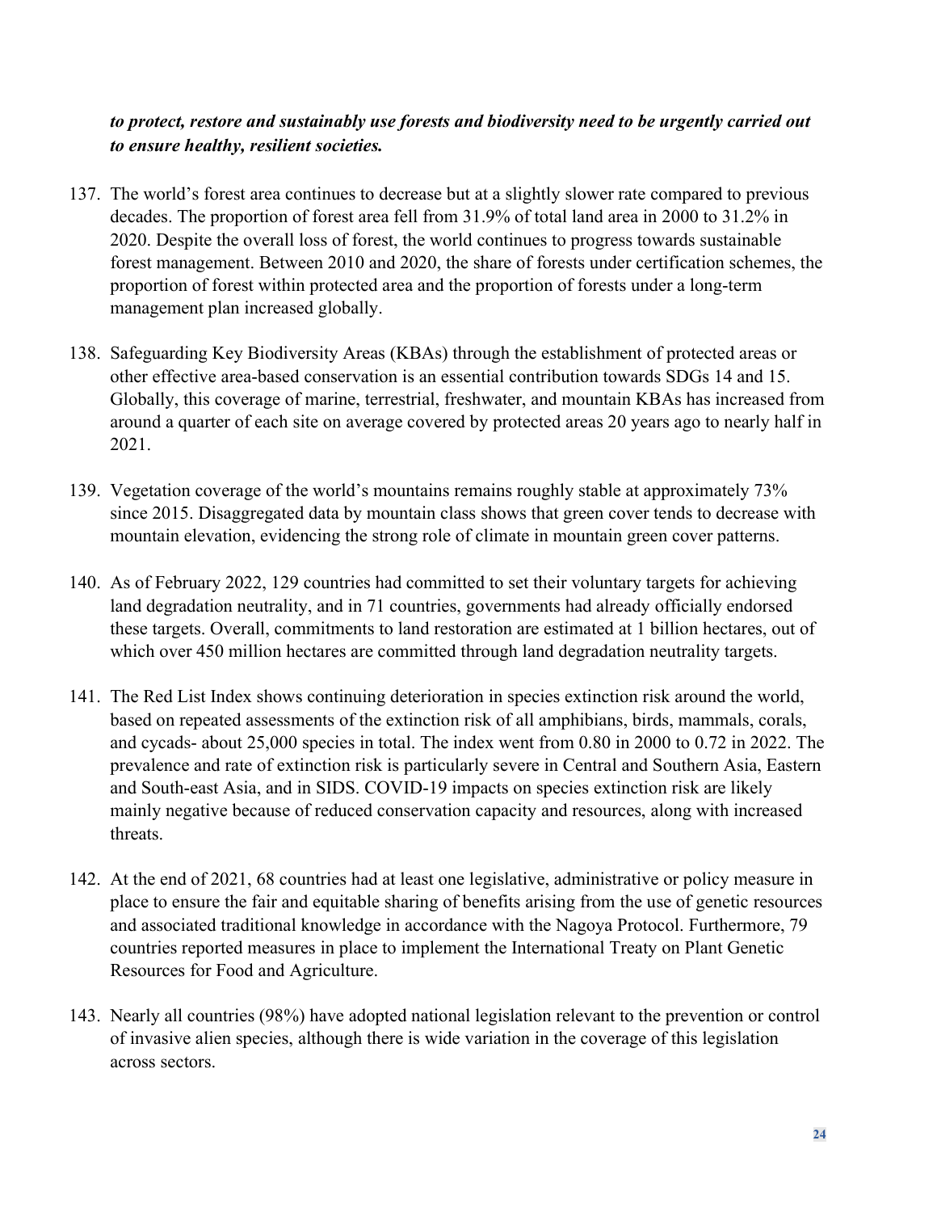***to protect, restore and sustainably use forests and biodiversity need to be urgently carried out to ensure healthy, resilient societies.***

137. The world's forest area continues to decrease but at a slightly slower rate compared to previous decades. The proportion of forest area fell from 31.9% of total land area in 2000 to 31.2% in 2020. Despite the overall loss of forest, the world continues to progress towards sustainable forest management. Between 2010 and 2020, the share of forests under certification schemes, the proportion of forest within protected area and the proportion of forests under a long-term management plan increased globally.

138. Safeguarding Key Biodiversity Areas (KBAs) through the establishment of protected areas or other effective area-based conservation is an essential contribution towards SDGs 14 and 15. Globally, this coverage of marine, terrestrial, freshwater, and mountain KBAs has increased from around a quarter of each site on average covered by protected areas 20 years ago to nearly half in 2021.

139. Vegetation coverage of the world's mountains remains roughly stable at approximately 73% since 2015. Disaggregated data by mountain class shows that green cover tends to decrease with mountain elevation, evidencing the strong role of climate in mountain green cover patterns.

140. As of February 2022, 129 countries had committed to set their voluntary targets for achieving land degradation neutrality, and in 71 countries, governments had already officially endorsed these targets. Overall, commitments to land restoration are estimated at 1 billion hectares, out of which over 450 million hectares are committed through land degradation neutrality targets.

141. The Red List Index shows continuing deterioration in species extinction risk around the world, based on repeated assessments of the extinction risk of all amphibians, birds, mammals, corals, and cycads- about 25,000 species in total. The index went from 0.80 in 2000 to 0.72 in 2022. The prevalence and rate of extinction risk is particularly severe in Central and Southern Asia, Eastern and South-east Asia, and in SIDS. COVID-19 impacts on species extinction risk are likely mainly negative because of reduced conservation capacity and resources, along with increased threats.

142. At the end of 2021, 68 countries had at least one legislative, administrative or policy measure in place to ensure the fair and equitable sharing of benefits arising from the use of genetic resources and associated traditional knowledge in accordance with the Nagoya Protocol. Furthermore, 79 countries reported measures in place to implement the International Treaty on Plant Genetic Resources for Food and Agriculture.

143. Nearly all countries (98%) have adopted national legislation relevant to the prevention or control of invasive alien species, although there is wide variation in the coverage of this legislation across sectors.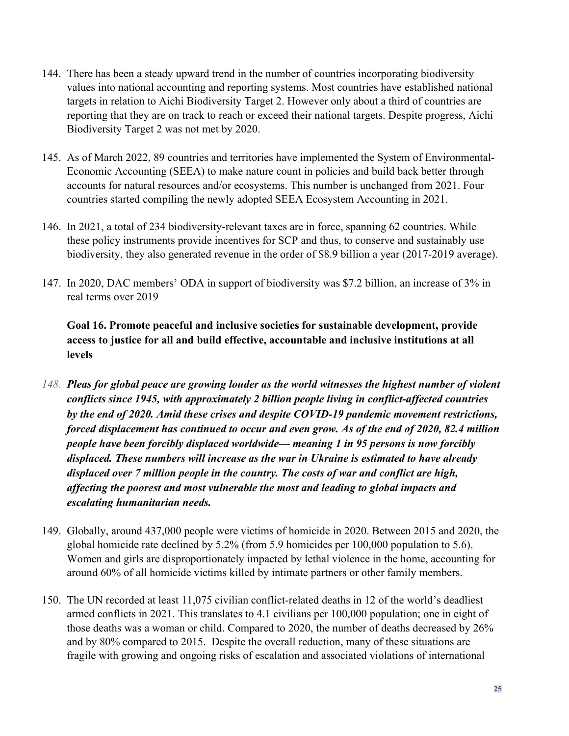144. There has been a steady upward trend in the number of countries incorporating biodiversity values into national accounting and reporting systems. Most countries have established national targets in relation to Aichi Biodiversity Target 2. However only about a third of countries are reporting that they are on track to reach or exceed their national targets. Despite progress, Aichi Biodiversity Target 2 was not met by 2020.

145. As of March 2022, 89 countries and territories have implemented the System of Environmental-Economic Accounting (SEEA) to make nature count in policies and build back better through accounts for natural resources and/or ecosystems. This number is unchanged from 2021. Four countries started compiling the newly adopted SEEA Ecosystem Accounting in 2021.

146. In 2021, a total of 234 biodiversity-relevant taxes are in force, spanning 62 countries. While these policy instruments provide incentives for SCP and thus, to conserve and sustainably use biodiversity, they also generated revenue in the order of $8.9 billion a year (2017-2019 average).

147. In 2020, DAC members' ODA in support of biodiversity was $7.2 billion, an increase of 3% in real terms over 2019

### Goal 16. Promote peaceful and inclusive societies for sustainable development, provide access to justice for all and build effective, accountable and inclusive institutions at all levels

148. ***Pleas for global peace are growing louder as the world witnesses the highest number of violent conflicts since 1945, with approximately 2 billion people living in conflict-affected countries by the end of 2020. Amid these crises and despite COVID-19 pandemic movement restrictions, forced displacement has continued to occur and even grow. As of the end of 2020, 82.4 million people have been forcibly displaced worldwide— meaning 1 in 95 persons is now forcibly displaced. These numbers will increase as the war in Ukraine is estimated to have already displaced over 7 million people in the country. The costs of war and conflict are high, affecting the poorest and most vulnerable the most and leading to global impacts and escalating humanitarian needs.***

149. Globally, around 437,000 people were victims of homicide in 2020. Between 2015 and 2020, the global homicide rate declined by 5.2% (from 5.9 homicides per 100,000 population to 5.6). Women and girls are disproportionately impacted by lethal violence in the home, accounting for around 60% of all homicide victims killed by intimate partners or other family members.

150. The UN recorded at least 11,075 civilian conflict-related deaths in 12 of the world's deadliest armed conflicts in 2021. This translates to 4.1 civilians per 100,000 population; one in eight of those deaths was a woman or child. Compared to 2020, the number of deaths decreased by 26% and by 80% compared to 2015. Despite the overall reduction, many of these situations are fragile with growing and ongoing risks of escalation and associated violations of international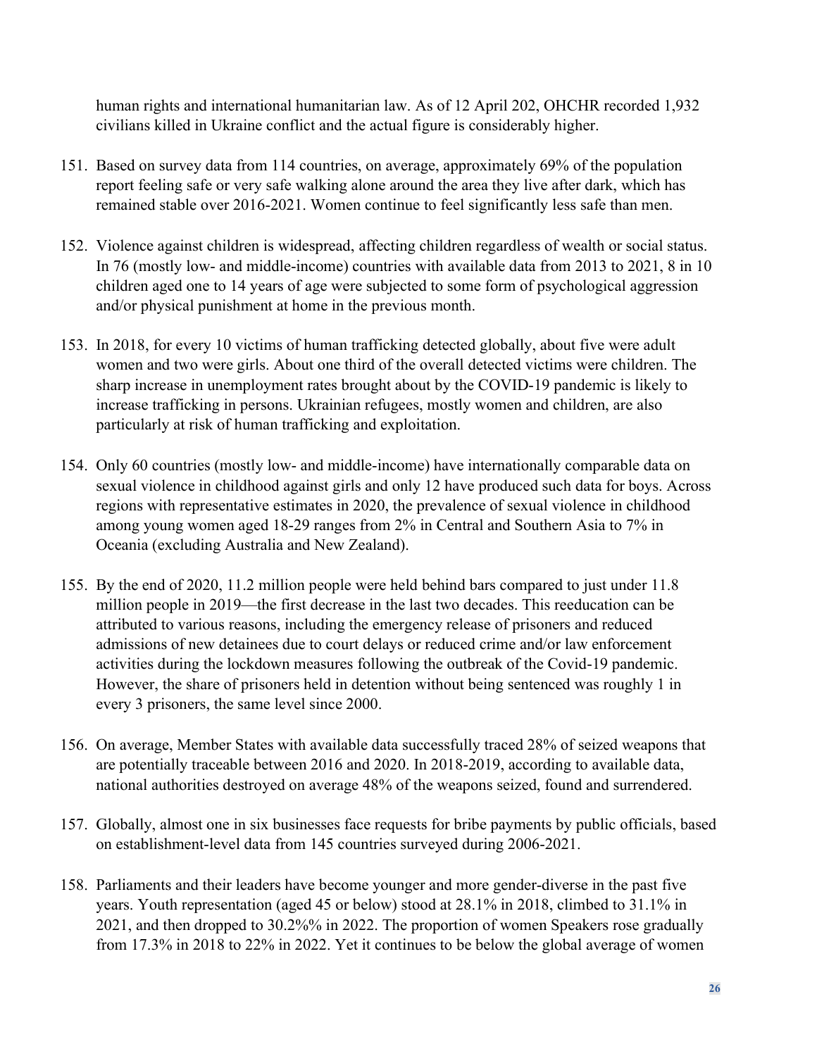human rights and international humanitarian law. As of 12 April 202, OHCHR recorded 1,932 civilians killed in Ukraine conflict and the actual figure is considerably higher.

151. Based on survey data from 114 countries, on average, approximately 69% of the population report feeling safe or very safe walking alone around the area they live after dark, which has remained stable over 2016-2021. Women continue to feel significantly less safe than men.

152. Violence against children is widespread, affecting children regardless of wealth or social status. In 76 (mostly low- and middle-income) countries with available data from 2013 to 2021, 8 in 10 children aged one to 14 years of age were subjected to some form of psychological aggression and/or physical punishment at home in the previous month.

153. In 2018, for every 10 victims of human trafficking detected globally, about five were adult women and two were girls. About one third of the overall detected victims were children. The sharp increase in unemployment rates brought about by the COVID-19 pandemic is likely to increase trafficking in persons. Ukrainian refugees, mostly women and children, are also particularly at risk of human trafficking and exploitation.

154. Only 60 countries (mostly low- and middle-income) have internationally comparable data on sexual violence in childhood against girls and only 12 have produced such data for boys. Across regions with representative estimates in 2020, the prevalence of sexual violence in childhood among young women aged 18-29 ranges from 2% in Central and Southern Asia to 7% in Oceania (excluding Australia and New Zealand).

155. By the end of 2020, 11.2 million people were held behind bars compared to just under 11.8 million people in 2019—the first decrease in the last two decades. This reeducation can be attributed to various reasons, including the emergency release of prisoners and reduced admissions of new detainees due to court delays or reduced crime and/or law enforcement activities during the lockdown measures following the outbreak of the Covid-19 pandemic. However, the share of prisoners held in detention without being sentenced was roughly 1 in every 3 prisoners, the same level since 2000.

156. On average, Member States with available data successfully traced 28% of seized weapons that are potentially traceable between 2016 and 2020. In 2018-2019, according to available data, national authorities destroyed on average 48% of the weapons seized, found and surrendered.

157. Globally, almost one in six businesses face requests for bribe payments by public officials, based on establishment-level data from 145 countries surveyed during 2006-2021.

158. Parliaments and their leaders have become younger and more gender-diverse in the past five years. Youth representation (aged 45 or below) stood at 28.1% in 2018, climbed to 31.1% in 2021, and then dropped to 30.2%% in 2022. The proportion of women Speakers rose gradually from 17.3% in 2018 to 22% in 2022. Yet it continues to be below the global average of women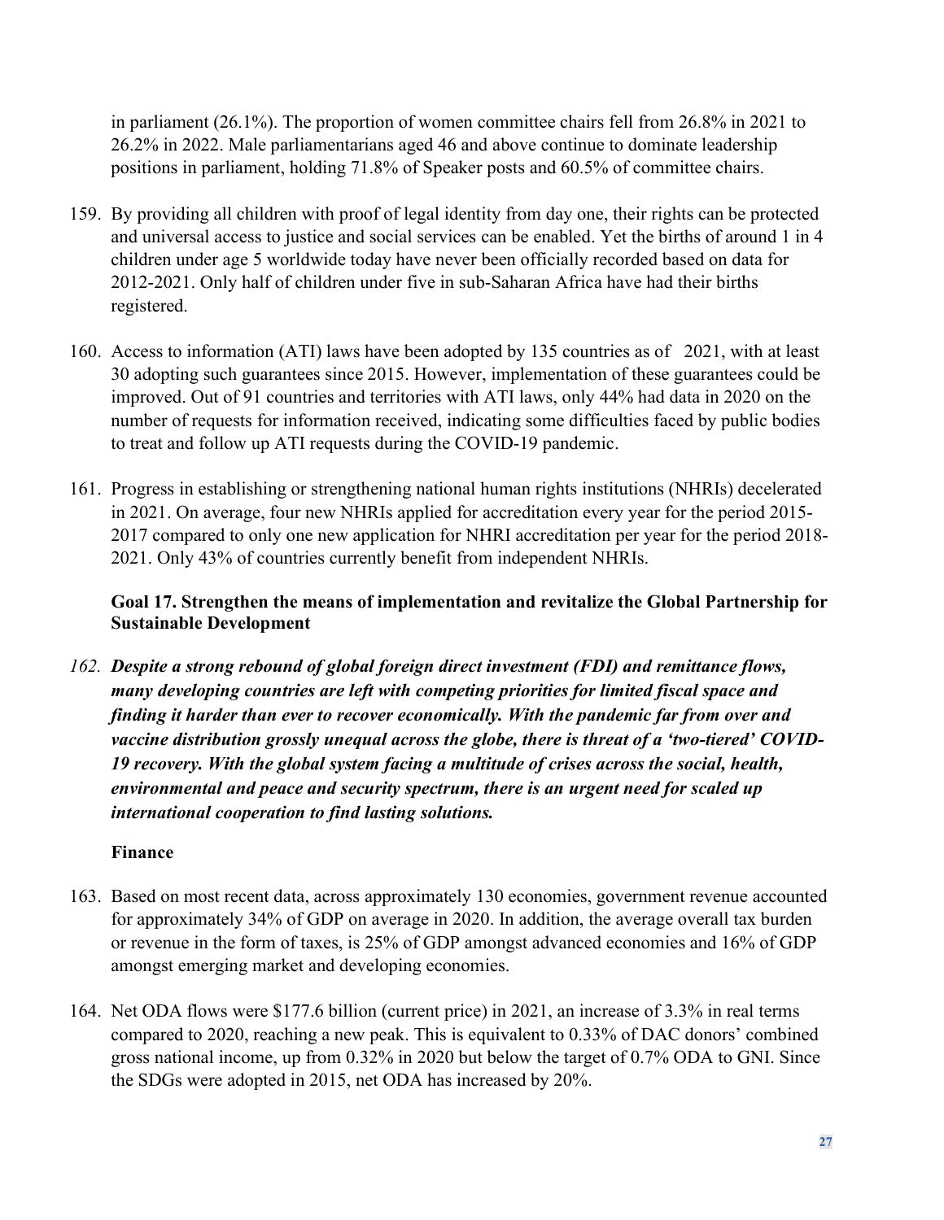in parliament (26.1%). The proportion of women committee chairs fell from 26.8% in 2021 to 26.2% in 2022. Male parliamentarians aged 46 and above continue to dominate leadership positions in parliament, holding 71.8% of Speaker posts and 60.5% of committee chairs.

159. By providing all children with proof of legal identity from day one, their rights can be protected and universal access to justice and social services can be enabled. Yet the births of around 1 in 4 children under age 5 worldwide today have never been officially recorded based on data for 2012-2021. Only half of children under five in sub-Saharan Africa have had their births registered.

160. Access to information (ATI) laws have been adopted by 135 countries as of 2021, with at least 30 adopting such guarantees since 2015. However, implementation of these guarantees could be improved. Out of 91 countries and territories with ATI laws, only 44% had data in 2020 on the number of requests for information received, indicating some difficulties faced by public bodies to treat and follow up ATI requests during the COVID-19 pandemic.

161. Progress in establishing or strengthening national human rights institutions (NHRIs) decelerated in 2021. On average, four new NHRIs applied for accreditation every year for the period 2015-2017 compared to only one new application for NHRI accreditation per year for the period 2018-2021. Only 43% of countries currently benefit from independent NHRIs.

### Goal 17. Strengthen the means of implementation and revitalize the Global Partnership for Sustainable Development

162. ***Despite a strong rebound of global foreign direct investment (FDI) and remittance flows, many developing countries are left with competing priorities for limited fiscal space and finding it harder than ever to recover economically. With the pandemic far from over and vaccine distribution grossly unequal across the globe, there is threat of a 'two-tiered' COVID-19 recovery. With the global system facing a multitude of crises across the social, health, environmental and peace and security spectrum, there is an urgent need for scaled up international cooperation to find lasting solutions.***

#### Finance

163. Based on most recent data, across approximately 130 economies, government revenue accounted for approximately 34% of GDP on average in 2020. In addition, the average overall tax burden or revenue in the form of taxes, is 25% of GDP amongst advanced economies and 16% of GDP amongst emerging market and developing economies.

164. Net ODA flows were $177.6 billion (current price) in 2021, an increase of 3.3% in real terms compared to 2020, reaching a new peak. This is equivalent to 0.33% of DAC donors' combined gross national income, up from 0.32% in 2020 but below the target of 0.7% ODA to GNI. Since the SDGs were adopted in 2015, net ODA has increased by 20%.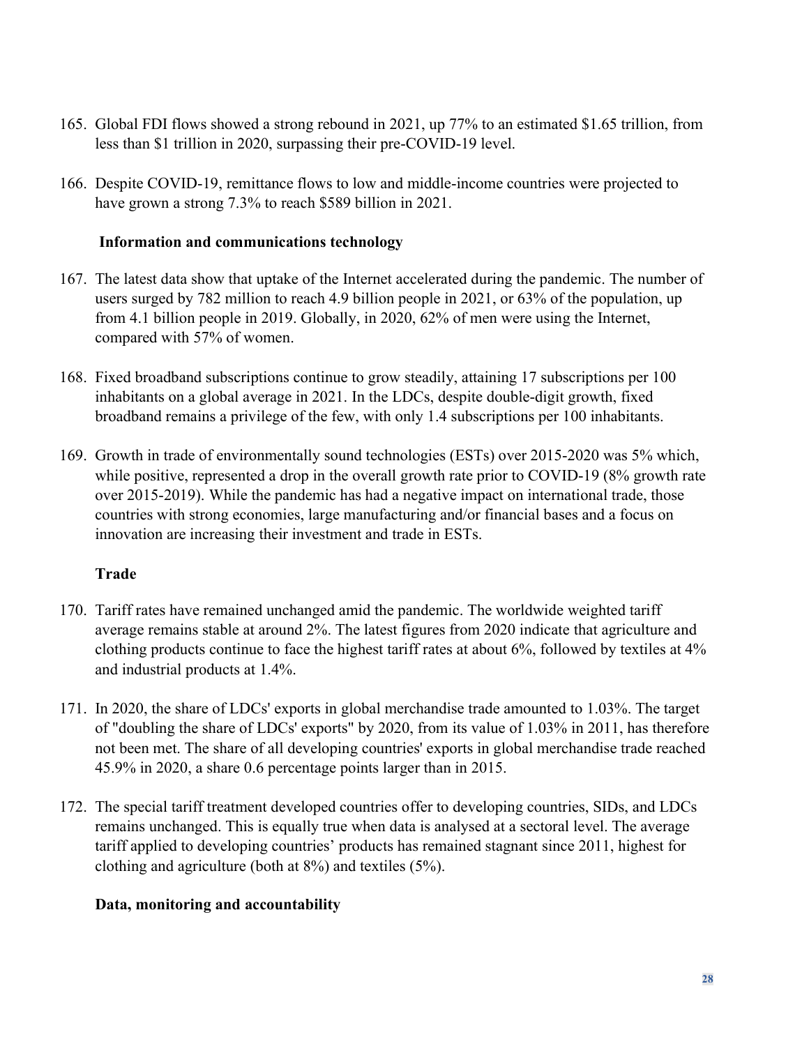165. Global FDI flows showed a strong rebound in 2021, up 77% to an estimated $1.65 trillion, from less than $1 trillion in 2020, surpassing their pre-COVID-19 level.

166. Despite COVID-19, remittance flows to low and middle-income countries were projected to have grown a strong 7.3% to reach $589 billion in 2021.

### Information and communications technology

167. The latest data show that uptake of the Internet accelerated during the pandemic. The number of users surged by 782 million to reach 4.9 billion people in 2021, or 63% of the population, up from 4.1 billion people in 2019. Globally, in 2020, 62% of men were using the Internet, compared with 57% of women.

168. Fixed broadband subscriptions continue to grow steadily, attaining 17 subscriptions per 100 inhabitants on a global average in 2021. In the LDCs, despite double-digit growth, fixed broadband remains a privilege of the few, with only 1.4 subscriptions per 100 inhabitants.

169. Growth in trade of environmentally sound technologies (ESTs) over 2015-2020 was 5% which, while positive, represented a drop in the overall growth rate prior to COVID-19 (8% growth rate over 2015-2019). While the pandemic has had a negative impact on international trade, those countries with strong economies, large manufacturing and/or financial bases and a focus on innovation are increasing their investment and trade in ESTs.

### Trade

170. Tariff rates have remained unchanged amid the pandemic. The worldwide weighted tariff average remains stable at around 2%. The latest figures from 2020 indicate that agriculture and clothing products continue to face the highest tariff rates at about 6%, followed by textiles at 4% and industrial products at 1.4%.

171. In 2020, the share of LDCs' exports in global merchandise trade amounted to 1.03%. The target of "doubling the share of LDCs' exports" by 2020, from its value of 1.03% in 2011, has therefore not been met. The share of all developing countries' exports in global merchandise trade reached 45.9% in 2020, a share 0.6 percentage points larger than in 2015.

172. The special tariff treatment developed countries offer to developing countries, SIDs, and LDCs remains unchanged. This is equally true when data is analysed at a sectoral level. The average tariff applied to developing countries' products has remained stagnant since 2011, highest for clothing and agriculture (both at 8%) and textiles (5%).

### Data, monitoring and accountability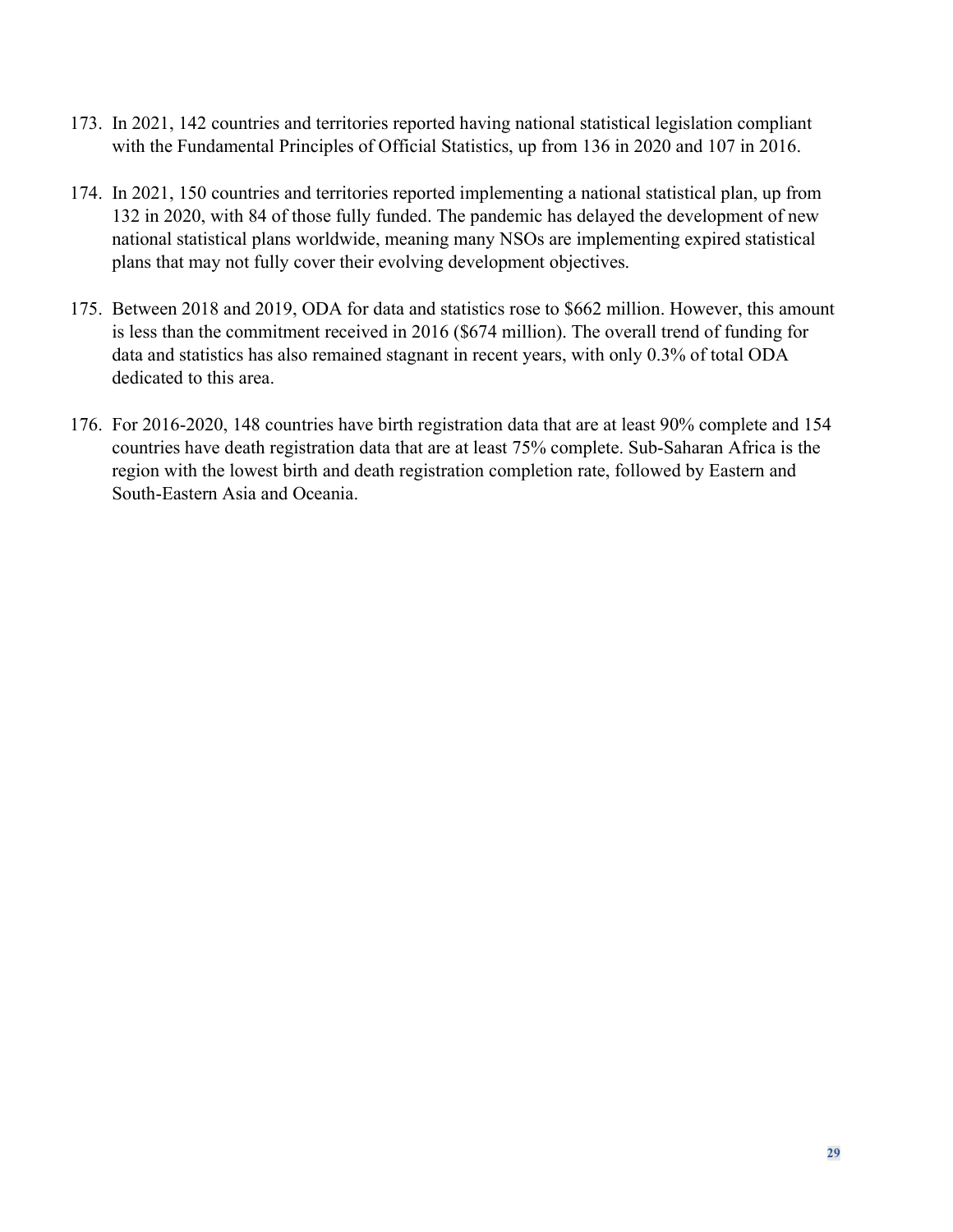173. In 2021, 142 countries and territories reported having national statistical legislation compliant with the Fundamental Principles of Official Statistics, up from 136 in 2020 and 107 in 2016.

174. In 2021, 150 countries and territories reported implementing a national statistical plan, up from 132 in 2020, with 84 of those fully funded. The pandemic has delayed the development of new national statistical plans worldwide, meaning many NSOs are implementing expired statistical plans that may not fully cover their evolving development objectives.

175. Between 2018 and 2019, ODA for data and statistics rose to $662 million. However, this amount is less than the commitment received in 2016 ($674 million). The overall trend of funding for data and statistics has also remained stagnant in recent years, with only 0.3% of total ODA dedicated to this area.

176. For 2016-2020, 148 countries have birth registration data that are at least 90% complete and 154 countries have death registration data that are at least 75% complete. Sub-Saharan Africa is the region with the lowest birth and death registration completion rate, followed by Eastern and South-Eastern Asia and Oceania.